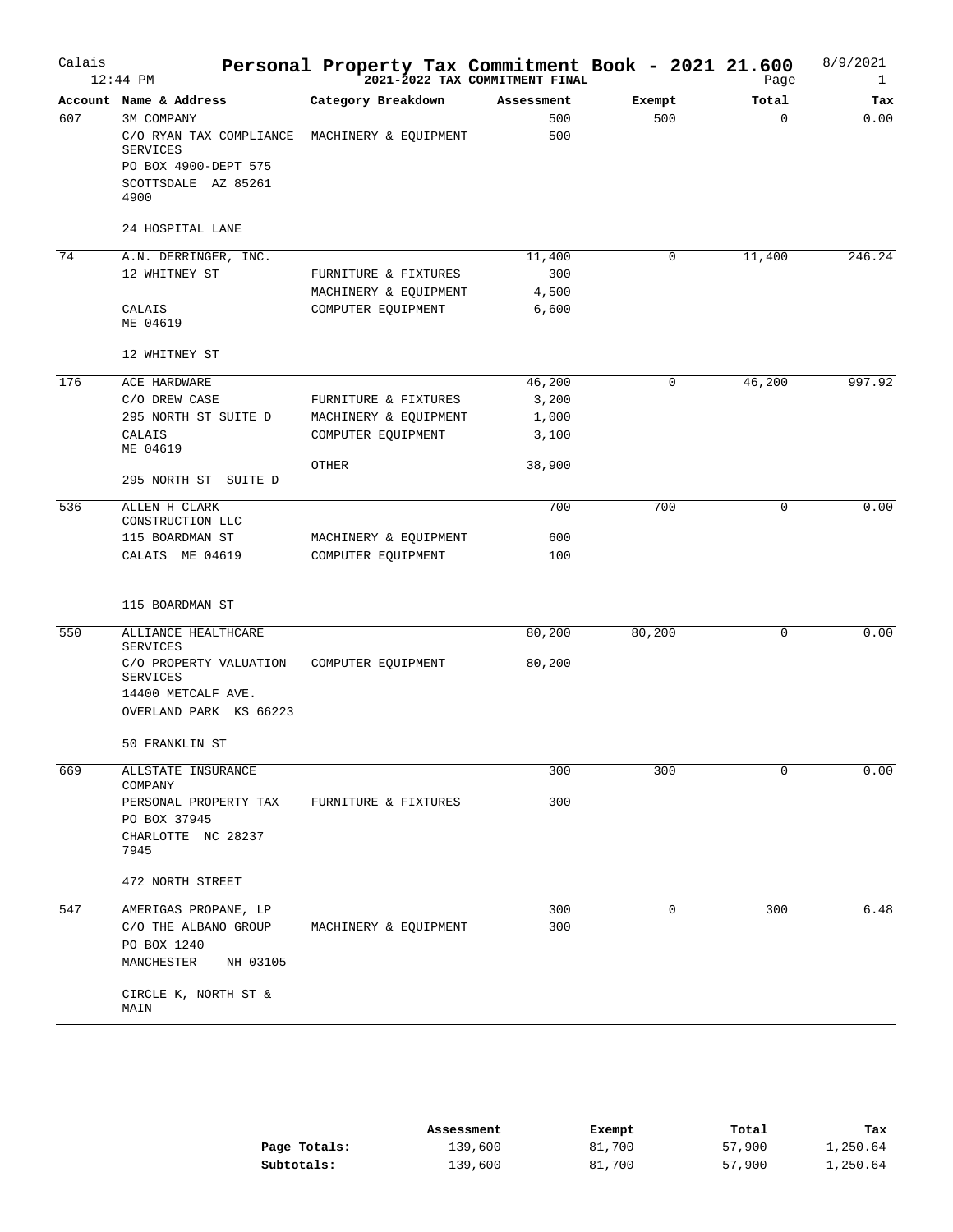# Personal Property Tax Commitment Book - 2021 21.600

Calais 12:44 PM — 2021-2022 TAX COMMITMENT FINAL — 8/9/2021

| Account | Name & Address | Category Breakdown | Assessment | Exempt | Total | Tax |
|---|---|---|---|---|---|---|
| 607 | 3M COMPANY | | 500 | 500 | 0 | 0.00 |
| | C/O RYAN TAX COMPLIANCE SERVICES | MACHINERY & EQUIPMENT | 500 | | | |
| | PO BOX 4900-DEPT 575 | | | | | |
| | SCOTTSDALE AZ 85261 4900 | | | | | |
| | 24 HOSPITAL LANE | | | | | |
| 74 | A.N. DERRINGER, INC. | | 11,400 | 0 | 11,400 | 246.24 |
| | 12 WHITNEY ST | FURNITURE & FIXTURES | 300 | | | |
| | | MACHINERY & EQUIPMENT | 4,500 | | | |
| | CALAIS ME 04619 | COMPUTER EQUIPMENT | 6,600 | | | |
| | 12 WHITNEY ST | | | | | |
| 176 | ACE HARDWARE | | 46,200 | 0 | 46,200 | 997.92 |
| | C/O DREW CASE | FURNITURE & FIXTURES | 3,200 | | | |
| | 295 NORTH ST SUITE D | MACHINERY & EQUIPMENT | 1,000 | | | |
| | CALAIS ME 04619 | COMPUTER EQUIPMENT | 3,100 | | | |
| | | OTHER | 38,900 | | | |
| | 295 NORTH ST SUITE D | | | | | |
| 536 | ALLEN H CLARK CONSTRUCTION LLC | | 700 | 700 | 0 | 0.00 |
| | 115 BOARDMAN ST | MACHINERY & EQUIPMENT | 600 | | | |
| | CALAIS ME 04619 | COMPUTER EQUIPMENT | 100 | | | |
| | 115 BOARDMAN ST | | | | | |
| 550 | ALLIANCE HEALTHCARE SERVICES | | 80,200 | 80,200 | 0 | 0.00 |
| | C/O PROPERTY VALUATION SERVICES | COMPUTER EQUIPMENT | 80,200 | | | |
| | 14400 METCALF AVE. | | | | | |
| | OVERLAND PARK KS 66223 | | | | | |
| | 50 FRANKLIN ST | | | | | |
| 669 | ALLSTATE INSURANCE COMPANY | | 300 | 300 | 0 | 0.00 |
| | PERSONAL PROPERTY TAX | FURNITURE & FIXTURES | 300 | | | |
| | PO BOX 37945 | | | | | |
| | CHARLOTTE NC 28237 7945 | | | | | |
| | 472 NORTH STREET | | | | | |
| 547 | AMERIGAS PROPANE, LP | | 300 | 0 | 300 | 6.48 |
| | C/O THE ALBANO GROUP | MACHINERY & EQUIPMENT | 300 | | | |
| | PO BOX 1240 | | | | | |
| | MANCHESTER NH 03105 | | | | | |
| | CIRCLE K, NORTH ST & MAIN | | | | | |

| | Assessment | Exempt | Total | Tax |
|---|---|---|---|---|
| **Page Totals:** | 139,600 | 81,700 | 57,900 | 1,250.64 |
| **Subtotals:** | 139,600 | 81,700 | 57,900 | 1,250.64 |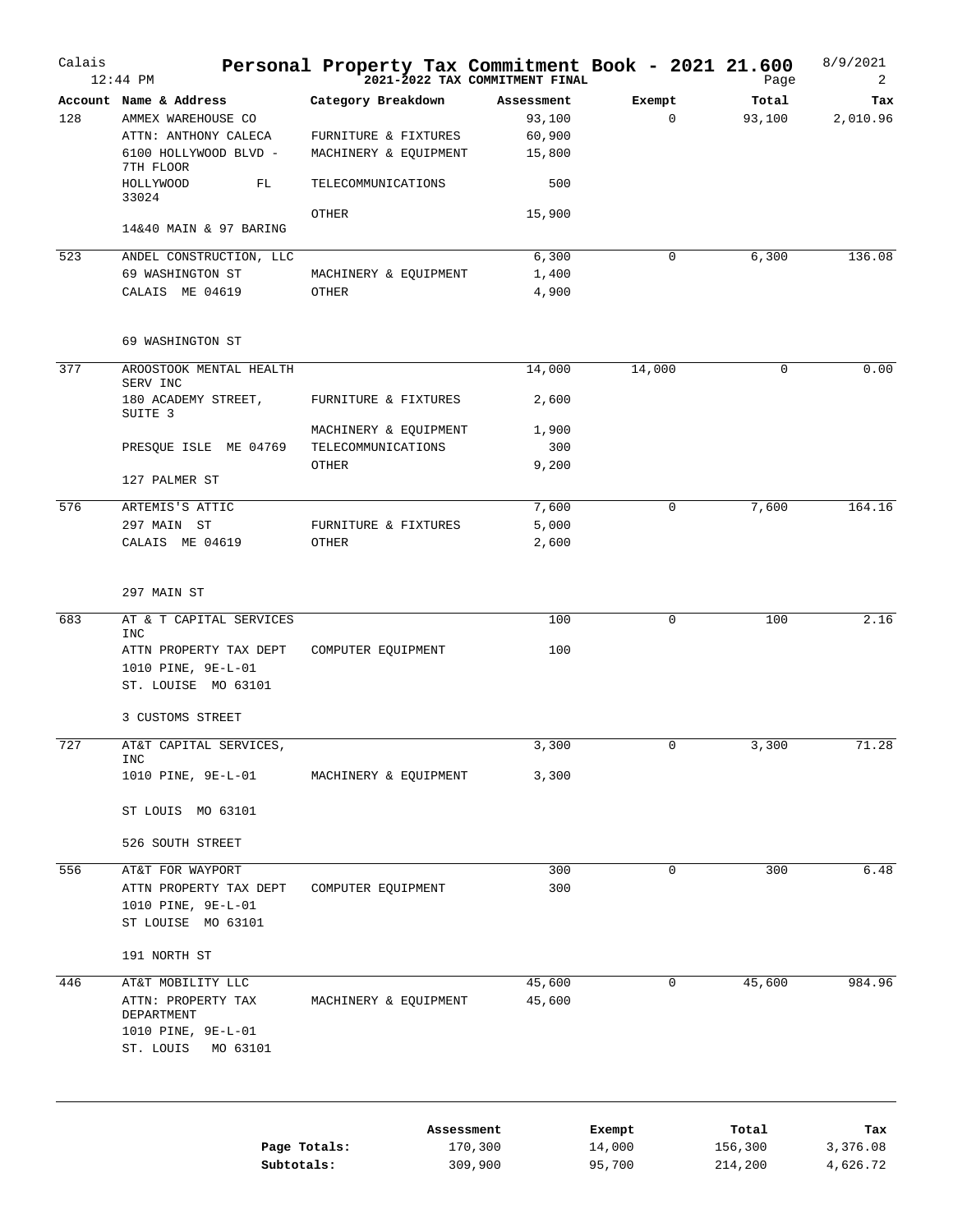# Personal Property Tax Commitment Book - 2021 21.600

Calais
12:44 PM

2021-2022 TAX COMMITMENT FINAL

8/9/2021

| Account | Name & Address | Category Breakdown | Assessment | Exempt | Total | Tax |
|---|---|---|---|---|---|---|
| 128 | AMMEX WAREHOUSE CO | | 93,100 | 0 | 93,100 | 2,010.96 |
| | ATTN: ANTHONY CALECA | FURNITURE & FIXTURES | 60,900 | | | |
| | 6100 HOLLYWOOD BLVD - 7TH FLOOR | MACHINERY & EQUIPMENT | 15,800 | | | |
| | HOLLYWOOD FL 33024 | TELECOMMUNICATIONS | 500 | | | |
| | | OTHER | 15,900 | | | |
| | 14&40 MAIN & 97 BARING | | | | | |
| 523 | ANDEL CONSTRUCTION, LLC | | 6,300 | 0 | 6,300 | 136.08 |
| | 69 WASHINGTON ST | MACHINERY & EQUIPMENT | 1,400 | | | |
| | CALAIS ME 04619 | OTHER | 4,900 | | | |
| | 69 WASHINGTON ST | | | | | |
| 377 | AROOSTOOK MENTAL HEALTH SERV INC | | 14,000 | 14,000 | 0 | 0.00 |
| | 180 ACADEMY STREET, SUITE 3 | FURNITURE & FIXTURES | 2,600 | | | |
| | | MACHINERY & EQUIPMENT | 1,900 | | | |
| | PRESQUE ISLE ME 04769 | TELECOMMUNICATIONS | 300 | | | |
| | | OTHER | 9,200 | | | |
| | 127 PALMER ST | | | | | |
| 576 | ARTEMIS'S ATTIC | | 7,600 | 0 | 7,600 | 164.16 |
| | 297 MAIN ST | FURNITURE & FIXTURES | 5,000 | | | |
| | CALAIS ME 04619 | OTHER | 2,600 | | | |
| | 297 MAIN ST | | | | | |
| 683 | AT & T CAPITAL SERVICES INC | | 100 | 0 | 100 | 2.16 |
| | ATTN PROPERTY TAX DEPT | COMPUTER EQUIPMENT | 100 | | | |
| | 1010 PINE, 9E-L-01 | | | | | |
| | ST. LOUISE MO 63101 | | | | | |
| | 3 CUSTOMS STREET | | | | | |
| 727 | AT&T CAPITAL SERVICES, INC | | 3,300 | 0 | 3,300 | 71.28 |
| | 1010 PINE, 9E-L-01 | MACHINERY & EQUIPMENT | 3,300 | | | |
| | ST LOUIS MO 63101 | | | | | |
| | 526 SOUTH STREET | | | | | |
| 556 | AT&T FOR WAYPORT | | 300 | 0 | 300 | 6.48 |
| | ATTN PROPERTY TAX DEPT | COMPUTER EQUIPMENT | 300 | | | |
| | 1010 PINE, 9E-L-01 | | | | | |
| | ST LOUISE MO 63101 | | | | | |
| | 191 NORTH ST | | | | | |
| 446 | AT&T MOBILITY LLC | | 45,600 | 0 | 45,600 | 984.96 |
| | ATTN: PROPERTY TAX DEPARTMENT | MACHINERY & EQUIPMENT | 45,600 | | | |
| | 1010 PINE, 9E-L-01 | | | | | |
| | ST. LOUIS MO 63101 | | | | | |

| | Assessment | Exempt | Total | Tax |
|---|---|---|---|---|
| **Page Totals:** | 170,300 | 14,000 | 156,300 | 3,376.08 |
| **Subtotals:** | 309,900 | 95,700 | 214,200 | 4,626.72 |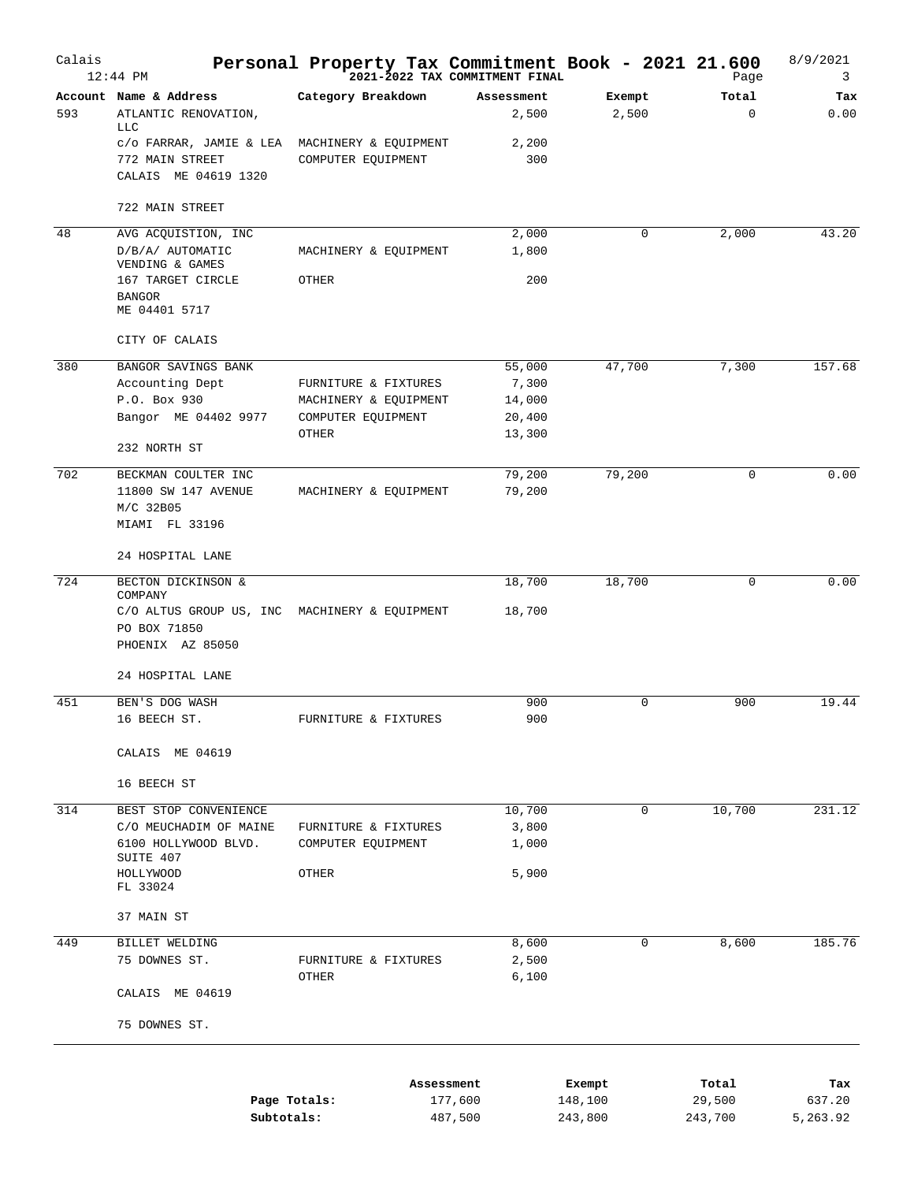# Personal Property Tax Commitment Book - 2021 21.600

Calais 12:44 PM — 2021-2022 TAX COMMITMENT FINAL — 8/9/2021

| Account | Name & Address | Category Breakdown | Assessment | Exempt | Total | Tax |
|---|---|---|---|---|---|---|
| 593 | ATLANTIC RENOVATION, LLC | | 2,500 | 2,500 | 0 | 0.00 |
| | c/o FARRAR, JAMIE & LEA | MACHINERY & EQUIPMENT | 2,200 | | | |
| | 772 MAIN STREET | COMPUTER EQUIPMENT | 300 | | | |
| | CALAIS ME 04619 1320 | | | | | |
| | 722 MAIN STREET | | | | | |
| 48 | AVG ACQUISTION, INC | | 2,000 | 0 | 2,000 | 43.20 |
| | D/B/A/ AUTOMATIC VENDING & GAMES | MACHINERY & EQUIPMENT | 1,800 | | | |
| | 167 TARGET CIRCLE | OTHER | 200 | | | |
| | BANGOR ME 04401 5717 | | | | | |
| | CITY OF CALAIS | | | | | |
| 380 | BANGOR SAVINGS BANK | | 55,000 | 47,700 | 7,300 | 157.68 |
| | Accounting Dept | FURNITURE & FIXTURES | 7,300 | | | |
| | P.O. Box 930 | MACHINERY & EQUIPMENT | 14,000 | | | |
| | Bangor ME 04402 9977 | COMPUTER EQUIPMENT | 20,400 | | | |
| | | OTHER | 13,300 | | | |
| | 232 NORTH ST | | | | | |
| 702 | BECKMAN COULTER INC | | 79,200 | 79,200 | 0 | 0.00 |
| | 11800 SW 147 AVENUE | MACHINERY & EQUIPMENT | 79,200 | | | |
| | M/C 32B05 | | | | | |
| | MIAMI FL 33196 | | | | | |
| | 24 HOSPITAL LANE | | | | | |
| 724 | BECTON DICKINSON & COMPANY | | 18,700 | 18,700 | 0 | 0.00 |
| | C/O ALTUS GROUP US, INC | MACHINERY & EQUIPMENT | 18,700 | | | |
| | PO BOX 71850 | | | | | |
| | PHOENIX AZ 85050 | | | | | |
| | 24 HOSPITAL LANE | | | | | |
| 451 | BEN'S DOG WASH | | 900 | 0 | 900 | 19.44 |
| | 16 BEECH ST. | FURNITURE & FIXTURES | 900 | | | |
| | CALAIS ME 04619 | | | | | |
| | 16 BEECH ST | | | | | |
| 314 | BEST STOP CONVENIENCE | | 10,700 | 0 | 10,700 | 231.12 |
| | C/O MEUCHADIM OF MAINE | FURNITURE & FIXTURES | 3,800 | | | |
| | 6100 HOLLYWOOD BLVD. SUITE 407 | COMPUTER EQUIPMENT | 1,000 | | | |
| | HOLLYWOOD FL 33024 | OTHER | 5,900 | | | |
| | 37 MAIN ST | | | | | |
| 449 | BILLET WELDING | | 8,600 | 0 | 8,600 | 185.76 |
| | 75 DOWNES ST. | FURNITURE & FIXTURES | 2,500 | | | |
| | | OTHER | 6,100 | | | |
| | CALAIS ME 04619 | | | | | |
| | 75 DOWNES ST. | | | | | |

| | Assessment | Exempt | Total | Tax |
|---|---|---|---|---|
| Page Totals: | 177,600 | 148,100 | 29,500 | 637.20 |
| Subtotals: | 487,500 | 243,800 | 243,700 | 5,263.92 |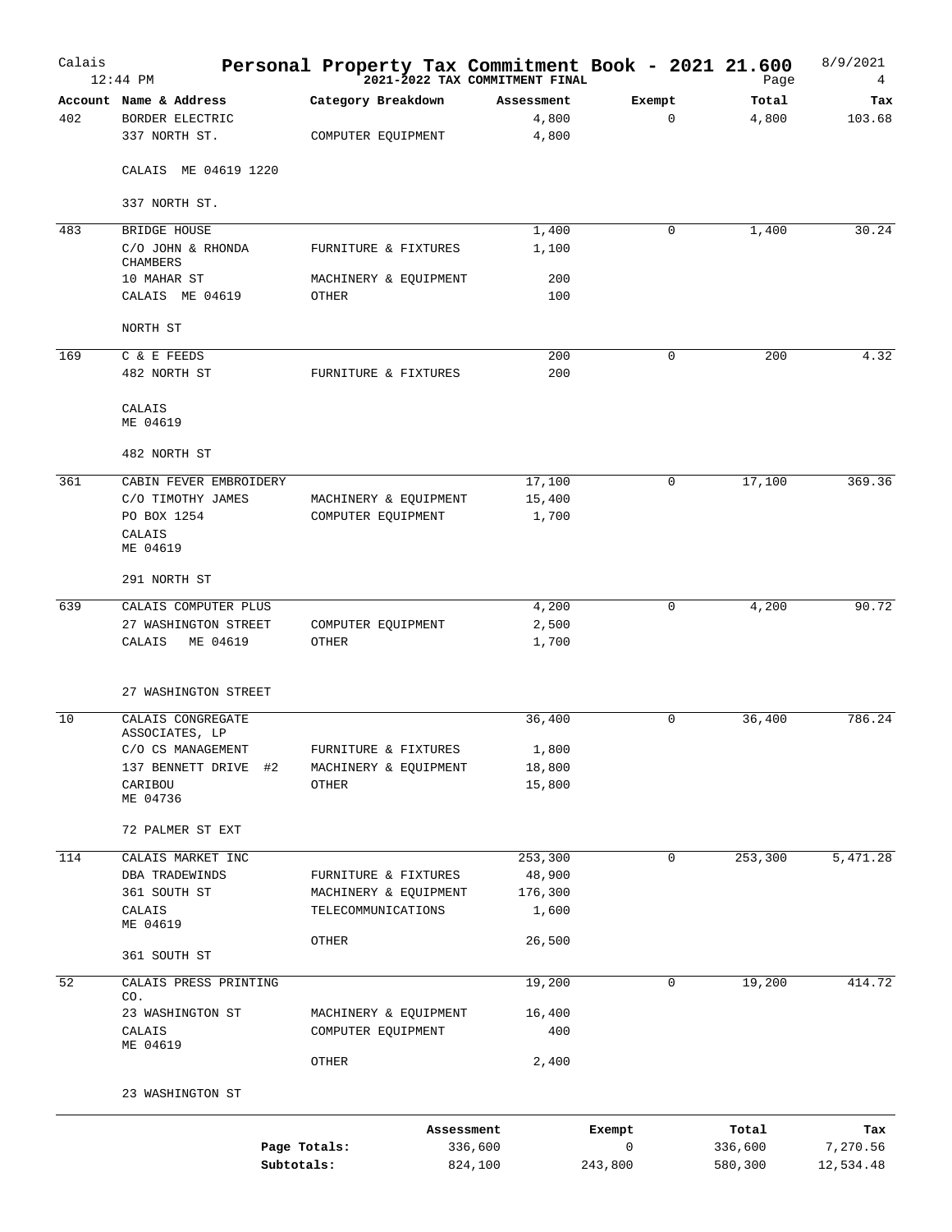# Personal Property Tax Commitment Book - 2021 21.600

Calais 12:44 PM — 2021-2022 TAX COMMITMENT FINAL — 8/9/2021

| Account | Name & Address | Category Breakdown | Assessment | Exempt | Total | Tax |
|---|---|---|---|---|---|---|
| 402 | BORDER ELECTRIC | | 4,800 | 0 | 4,800 | 103.68 |
| | 337 NORTH ST. | COMPUTER EQUIPMENT | 4,800 | | | |
| | CALAIS ME 04619 1220 | | | | | |
| | 337 NORTH ST. | | | | | |
| 483 | BRIDGE HOUSE | | 1,400 | 0 | 1,400 | 30.24 |
| | C/O JOHN & RHONDA CHAMBERS | FURNITURE & FIXTURES | 1,100 | | | |
| | 10 MAHAR ST | MACHINERY & EQUIPMENT | 200 | | | |
| | CALAIS ME 04619 | OTHER | 100 | | | |
| | NORTH ST | | | | | |
| 169 | C & E FEEDS | | 200 | 0 | 200 | 4.32 |
| | 482 NORTH ST | FURNITURE & FIXTURES | 200 | | | |
| | CALAIS ME 04619 | | | | | |
| | 482 NORTH ST | | | | | |
| 361 | CABIN FEVER EMBROIDERY | | 17,100 | 0 | 17,100 | 369.36 |
| | C/O TIMOTHY JAMES | MACHINERY & EQUIPMENT | 15,400 | | | |
| | PO BOX 1254 | COMPUTER EQUIPMENT | 1,700 | | | |
| | CALAIS ME 04619 | | | | | |
| | 291 NORTH ST | | | | | |
| 639 | CALAIS COMPUTER PLUS | | 4,200 | 0 | 4,200 | 90.72 |
| | 27 WASHINGTON STREET | COMPUTER EQUIPMENT | 2,500 | | | |
| | CALAIS ME 04619 | OTHER | 1,700 | | | |
| | 27 WASHINGTON STREET | | | | | |
| 10 | CALAIS CONGREGATE ASSOCIATES, LP | | 36,400 | 0 | 36,400 | 786.24 |
| | C/O CS MANAGEMENT | FURNITURE & FIXTURES | 1,800 | | | |
| | 137 BENNETT DRIVE #2 | MACHINERY & EQUIPMENT | 18,800 | | | |
| | CARIBOU ME 04736 | OTHER | 15,800 | | | |
| | 72 PALMER ST EXT | | | | | |
| 114 | CALAIS MARKET INC | | 253,300 | 0 | 253,300 | 5,471.28 |
| | DBA TRADEWINDS | FURNITURE & FIXTURES | 48,900 | | | |
| | 361 SOUTH ST | MACHINERY & EQUIPMENT | 176,300 | | | |
| | CALAIS ME 04619 | TELECOMMUNICATIONS | 1,600 | | | |
| | | OTHER | 26,500 | | | |
| | 361 SOUTH ST | | | | | |
| 52 | CALAIS PRESS PRINTING CO. | | 19,200 | 0 | 19,200 | 414.72 |
| | 23 WASHINGTON ST | MACHINERY & EQUIPMENT | 16,400 | | | |
| | CALAIS ME 04619 | COMPUTER EQUIPMENT | 400 | | | |
| | | OTHER | 2,400 | | | |
| | 23 WASHINGTON ST | | | | | |

| | Assessment | Exempt | Total | Tax |
|---|---|---|---|---|
| Page Totals: | 336,600 | 0 | 336,600 | 7,270.56 |
| Subtotals: | 824,100 | 243,800 | 580,300 | 12,534.48 |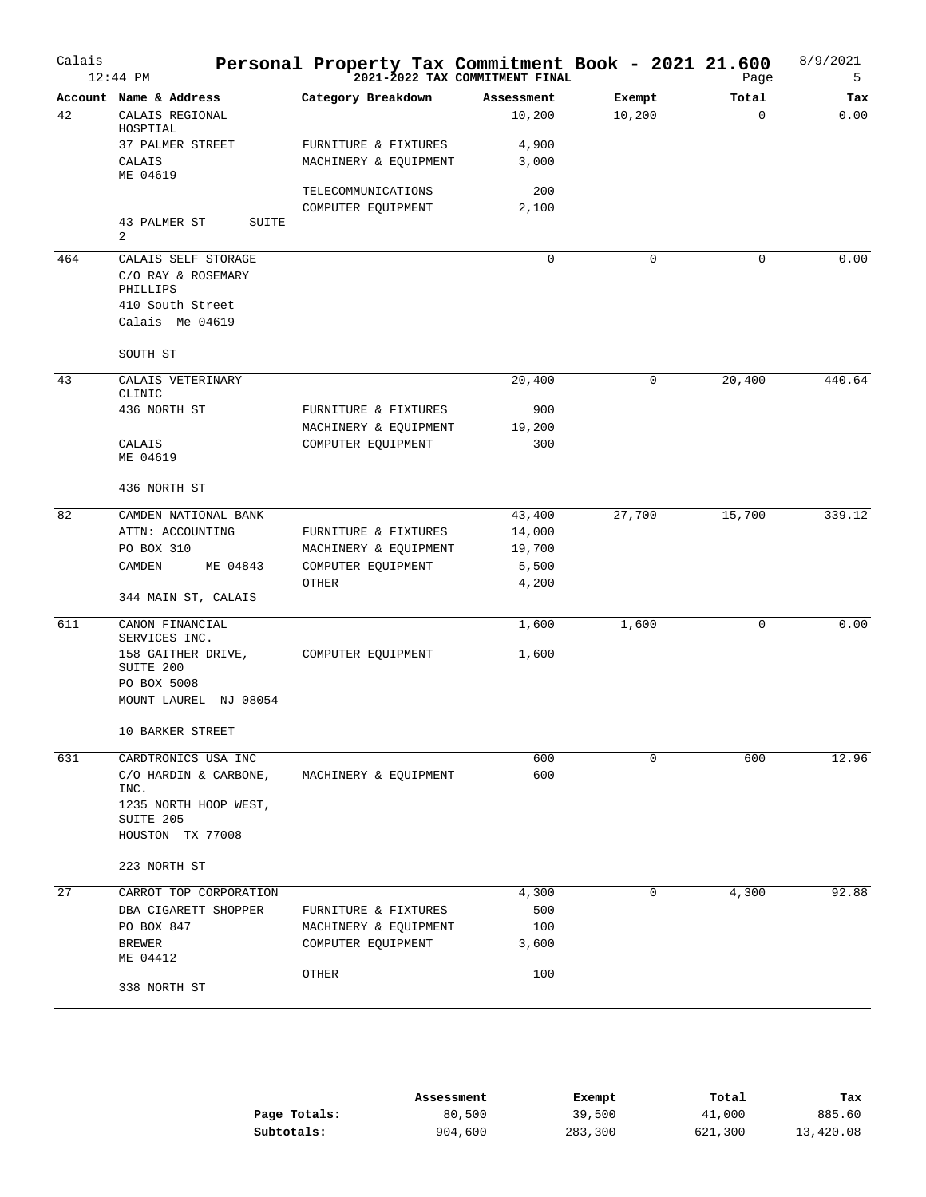# Personal Property Tax Commitment Book - 2021 21.600

Calais 12:44 PM — 2021-2022 TAX COMMITMENT FINAL — 8/9/2021

| Account | Name & Address | Category Breakdown | Assessment | Exempt | Total | Tax |
|---|---|---|---|---|---|---|
| 42 | CALAIS REGIONAL HOSPTIAL | | 10,200 | 10,200 | 0 | 0.00 |
| | 37 PALMER STREET | FURNITURE & FIXTURES | 4,900 | | | |
| | CALAIS ME 04619 | MACHINERY & EQUIPMENT | 3,000 | | | |
| | | TELECOMMUNICATIONS | 200 | | | |
| | | COMPUTER EQUIPMENT | 2,100 | | | |
| | 43 PALMER ST SUITE 2 | | | | | |
| 464 | CALAIS SELF STORAGE | | 0 | 0 | 0 | 0.00 |
| | C/O RAY & ROSEMARY PHILLIPS | | | | | |
| | 410 South Street | | | | | |
| | Calais Me 04619 | | | | | |
| | SOUTH ST | | | | | |
| 43 | CALAIS VETERINARY CLINIC | | 20,400 | 0 | 20,400 | 440.64 |
| | 436 NORTH ST | FURNITURE & FIXTURES | 900 | | | |
| | | MACHINERY & EQUIPMENT | 19,200 | | | |
| | CALAIS ME 04619 | COMPUTER EQUIPMENT | 300 | | | |
| | 436 NORTH ST | | | | | |
| 82 | CAMDEN NATIONAL BANK | | 43,400 | 27,700 | 15,700 | 339.12 |
| | ATTN: ACCOUNTING | FURNITURE & FIXTURES | 14,000 | | | |
| | PO BOX 310 | MACHINERY & EQUIPMENT | 19,700 | | | |
| | CAMDEN ME 04843 | COMPUTER EQUIPMENT | 5,500 | | | |
| | | OTHER | 4,200 | | | |
| | 344 MAIN ST, CALAIS | | | | | |
| 611 | CANON FINANCIAL SERVICES INC. | | 1,600 | 1,600 | 0 | 0.00 |
| | 158 GAITHER DRIVE, SUITE 200 | COMPUTER EQUIPMENT | 1,600 | | | |
| | PO BOX 5008 | | | | | |
| | MOUNT LAUREL NJ 08054 | | | | | |
| | 10 BARKER STREET | | | | | |
| 631 | CARDTRONICS USA INC | | 600 | 0 | 600 | 12.96 |
| | C/O HARDIN & CARBONE, INC. | MACHINERY & EQUIPMENT | 600 | | | |
| | 1235 NORTH HOOP WEST, SUITE 205 | | | | | |
| | HOUSTON TX 77008 | | | | | |
| | 223 NORTH ST | | | | | |
| 27 | CARROT TOP CORPORATION | | 4,300 | 0 | 4,300 | 92.88 |
| | DBA CIGARETT SHOPPER | FURNITURE & FIXTURES | 500 | | | |
| | PO BOX 847 | MACHINERY & EQUIPMENT | 100 | | | |
| | BREWER ME 04412 | COMPUTER EQUIPMENT | 3,600 | | | |
| | | OTHER | 100 | | | |
| | 338 NORTH ST | | | | | |

| | Assessment | Exempt | Total | Tax |
|---|---|---|---|---|
| **Page Totals:** | 80,500 | 39,500 | 41,000 | 885.60 |
| **Subtotals:** | 904,600 | 283,300 | 621,300 | 13,420.08 |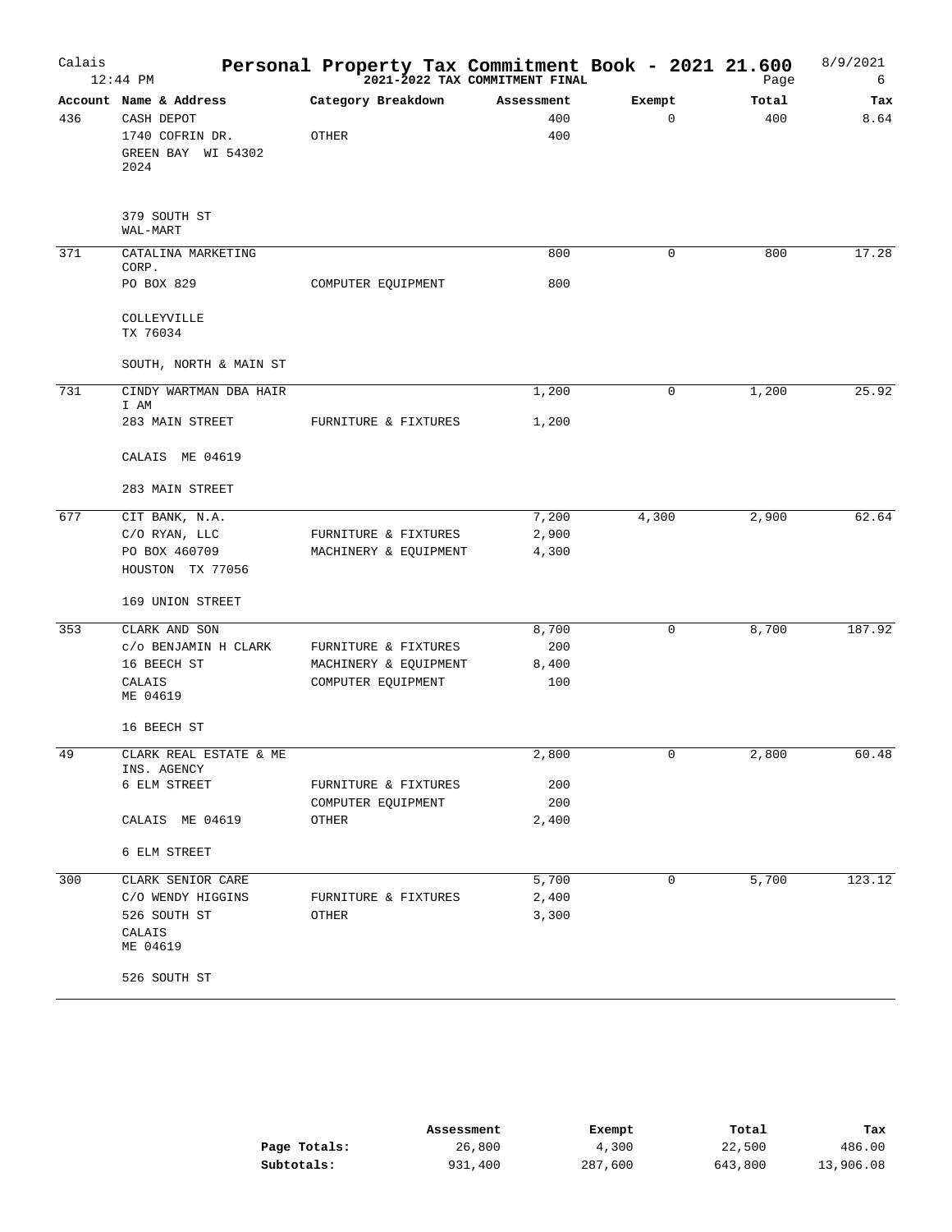# Calais — Personal Property Tax Commitment Book - 2021 21.600

12:44 PM — 2021-2022 TAX COMMITMENT FINAL — 8/9/2021 — Page 6

| Account | Name & Address | Category Breakdown | Assessment | Exempt | Total | Tax |
|---|---|---|---|---|---|---|
| 436 | CASH DEPOT | | 400 | 0 | 400 | 8.64 |
| | 1740 COFRIN DR. | OTHER | 400 | | | |
| | GREEN BAY WI 54302 2024 | | | | | |
| | 379 SOUTH ST WAL-MART | | | | | |
| 371 | CATALINA MARKETING CORP. | | 800 | 0 | 800 | 17.28 |
| | PO BOX 829 | COMPUTER EQUIPMENT | 800 | | | |
| | COLLEYVILLE TX 76034 | | | | | |
| | SOUTH, NORTH & MAIN ST | | | | | |
| 731 | CINDY WARTMAN DBA HAIR I AM | | 1,200 | 0 | 1,200 | 25.92 |
| | 283 MAIN STREET | FURNITURE & FIXTURES | 1,200 | | | |
| | CALAIS ME 04619 | | | | | |
| | 283 MAIN STREET | | | | | |
| 677 | CIT BANK, N.A. | | 7,200 | 4,300 | 2,900 | 62.64 |
| | C/O RYAN, LLC | FURNITURE & FIXTURES | 2,900 | | | |
| | PO BOX 460709 | MACHINERY & EQUIPMENT | 4,300 | | | |
| | HOUSTON TX 77056 | | | | | |
| | 169 UNION STREET | | | | | |
| 353 | CLARK AND SON | | 8,700 | 0 | 8,700 | 187.92 |
| | c/o BENJAMIN H CLARK | FURNITURE & FIXTURES | 200 | | | |
| | 16 BEECH ST | MACHINERY & EQUIPMENT | 8,400 | | | |
| | CALAIS ME 04619 | COMPUTER EQUIPMENT | 100 | | | |
| | 16 BEECH ST | | | | | |
| 49 | CLARK REAL ESTATE & ME INS. AGENCY | | 2,800 | 0 | 2,800 | 60.48 |
| | 6 ELM STREET | FURNITURE & FIXTURES | 200 | | | |
| | | COMPUTER EQUIPMENT | 200 | | | |
| | CALAIS ME 04619 | OTHER | 2,400 | | | |
| | 6 ELM STREET | | | | | |
| 300 | CLARK SENIOR CARE | | 5,700 | 0 | 5,700 | 123.12 |
| | C/O WENDY HIGGINS | FURNITURE & FIXTURES | 2,400 | | | |
| | 526 SOUTH ST | OTHER | 3,300 | | | |
| | CALAIS ME 04619 | | | | | |
| | 526 SOUTH ST | | | | | |

| | Assessment | Exempt | Total | Tax |
|---|---|---|---|---|
| **Page Totals:** | 26,800 | 4,300 | 22,500 | 486.00 |
| **Subtotals:** | 931,400 | 287,600 | 643,800 | 13,906.08 |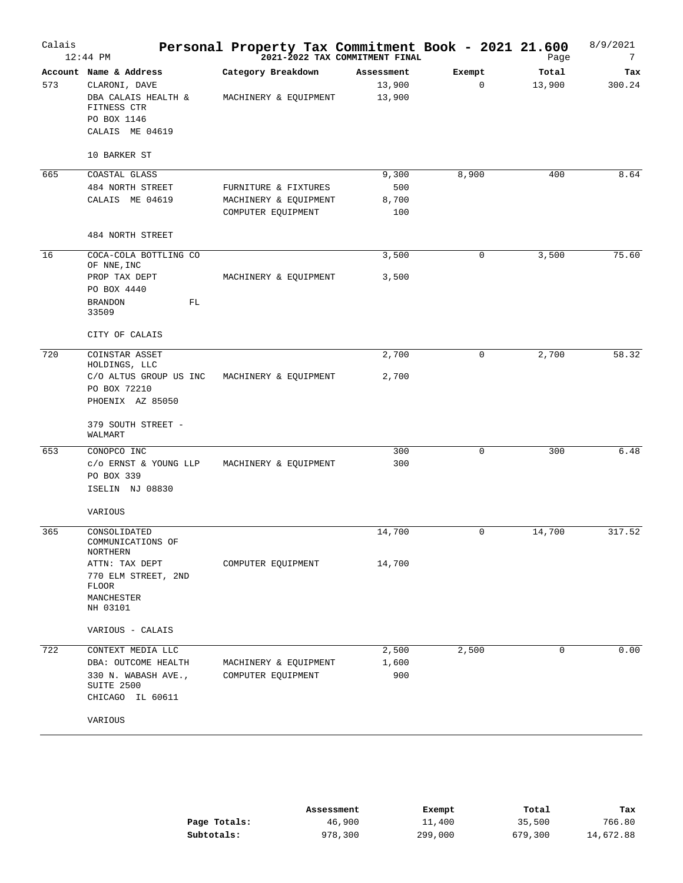# Personal Property Tax Commitment Book - 2021 21.600

Calais
12:44 PM

2021-2022 TAX COMMITMENT FINAL

8/9/2021

| Account | Name & Address | Category Breakdown | Assessment | Exempt | Total | Tax |
|---|---|---|---|---|---|---|
| 573 | CLARONI, DAVE | | 13,900 | 0 | 13,900 | 300.24 |
| | DBA CALAIS HEALTH & FITNESS CTR | MACHINERY & EQUIPMENT | 13,900 | | | |
| | PO BOX 1146 | | | | | |
| | CALAIS ME 04619 | | | | | |
| | 10 BARKER ST | | | | | |
| 665 | COASTAL GLASS | | 9,300 | 8,900 | 400 | 8.64 |
| | 484 NORTH STREET | FURNITURE & FIXTURES | 500 | | | |
| | CALAIS ME 04619 | MACHINERY & EQUIPMENT | 8,700 | | | |
| | | COMPUTER EQUIPMENT | 100 | | | |
| | 484 NORTH STREET | | | | | |
| 16 | COCA-COLA BOTTLING CO OF NNE, INC | | 3,500 | 0 | 3,500 | 75.60 |
| | PROP TAX DEPT | MACHINERY & EQUIPMENT | 3,500 | | | |
| | PO BOX 4440 | | | | | |
| | BRANDON FL 33509 | | | | | |
| | CITY OF CALAIS | | | | | |
| 720 | COINSTAR ASSET HOLDINGS, LLC | | 2,700 | 0 | 2,700 | 58.32 |
| | C/O ALTUS GROUP US INC | MACHINERY & EQUIPMENT | 2,700 | | | |
| | PO BOX 72210 | | | | | |
| | PHOENIX AZ 85050 | | | | | |
| | 379 SOUTH STREET - WALMART | | | | | |
| 653 | CONOPCO INC | | 300 | 0 | 300 | 6.48 |
| | c/o ERNST & YOUNG LLP | MACHINERY & EQUIPMENT | 300 | | | |
| | PO BOX 339 | | | | | |
| | ISELIN NJ 08830 | | | | | |
| | VARIOUS | | | | | |
| 365 | CONSOLIDATED COMMUNICATIONS OF NORTHERN | | 14,700 | 0 | 14,700 | 317.52 |
| | ATTN: TAX DEPT | COMPUTER EQUIPMENT | 14,700 | | | |
| | 770 ELM STREET, 2ND FLOOR | | | | | |
| | MANCHESTER NH 03101 | | | | | |
| | VARIOUS - CALAIS | | | | | |
| 722 | CONTEXT MEDIA LLC | | 2,500 | 2,500 | 0 | 0.00 |
| | DBA: OUTCOME HEALTH | MACHINERY & EQUIPMENT | 1,600 | | | |
| | 330 N. WABASH AVE., SUITE 2500 | COMPUTER EQUIPMENT | 900 | | | |
| | CHICAGO IL 60611 | | | | | |
| | VARIOUS | | | | | |

| | Assessment | Exempt | Total | Tax |
|---|---|---|---|---|
| Page Totals: | 46,900 | 11,400 | 35,500 | 766.80 |
| Subtotals: | 978,300 | 299,000 | 679,300 | 14,672.88 |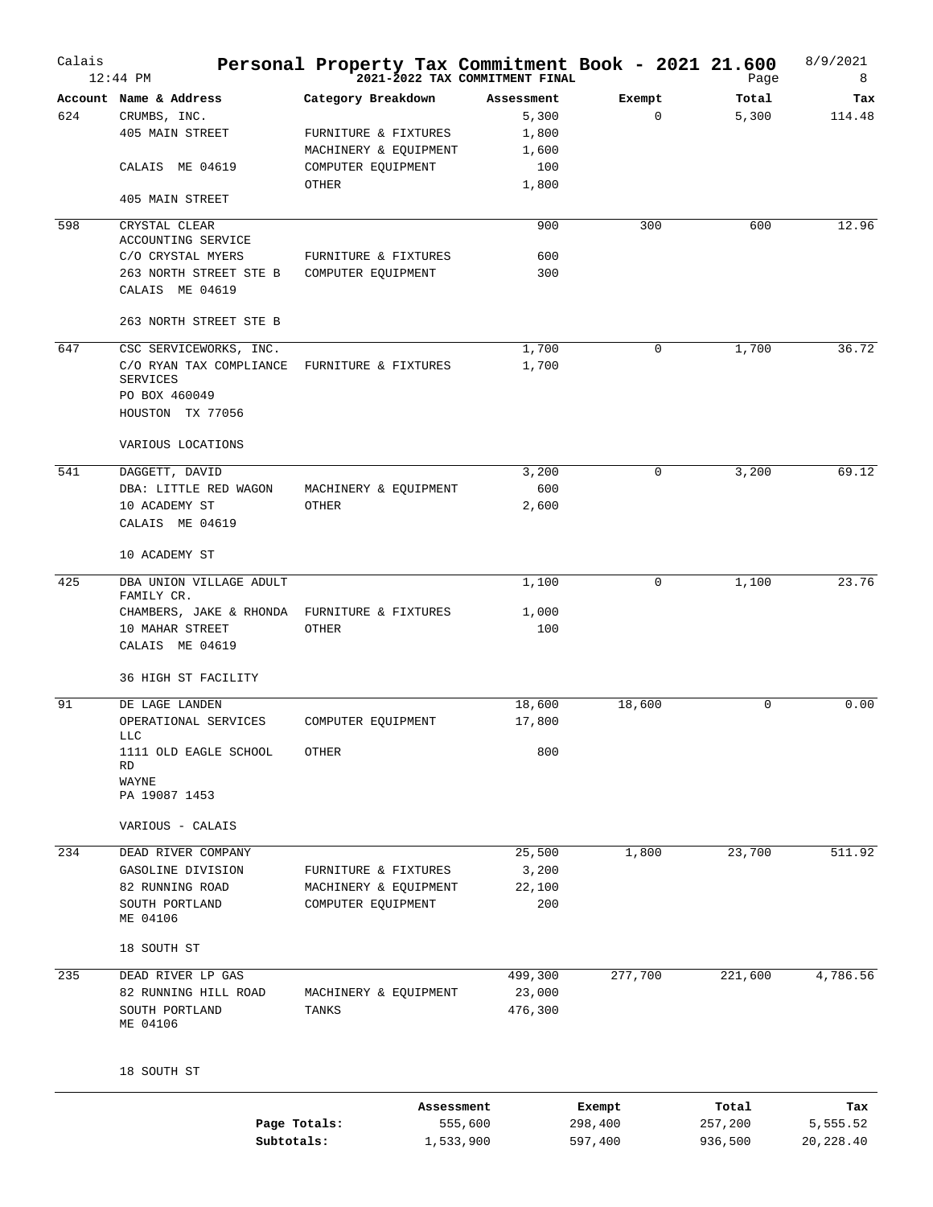# Personal Property Tax Commitment Book - 2021 21.600

Calais — 12:44 PM — 2021-2022 TAX COMMITMENT FINAL — 8/9/2021

| Account | Name & Address | Category Breakdown | Assessment | Exempt | Total | Tax |
|---|---|---|---|---|---|---|
| 624 | CRUMBS, INC. | | 5,300 | 0 | 5,300 | 114.48 |
| | 405 MAIN STREET | FURNITURE & FIXTURES | 1,800 | | | |
| | | MACHINERY & EQUIPMENT | 1,600 | | | |
| | CALAIS ME 04619 | COMPUTER EQUIPMENT | 100 | | | |
| | | OTHER | 1,800 | | | |
| | 405 MAIN STREET | | | | | |
| 598 | CRYSTAL CLEAR ACCOUNTING SERVICE | | 900 | 300 | 600 | 12.96 |
| | C/O CRYSTAL MYERS | FURNITURE & FIXTURES | 600 | | | |
| | 263 NORTH STREET STE B | COMPUTER EQUIPMENT | 300 | | | |
| | CALAIS ME 04619 | | | | | |
| | 263 NORTH STREET STE B | | | | | |
| 647 | CSC SERVICEWORKS, INC. | | 1,700 | 0 | 1,700 | 36.72 |
| | C/O RYAN TAX COMPLIANCE SERVICES | FURNITURE & FIXTURES | 1,700 | | | |
| | PO BOX 460049 | | | | | |
| | HOUSTON TX 77056 | | | | | |
| | VARIOUS LOCATIONS | | | | | |
| 541 | DAGGETT, DAVID | | 3,200 | 0 | 3,200 | 69.12 |
| | DBA: LITTLE RED WAGON | MACHINERY & EQUIPMENT | 600 | | | |
| | 10 ACADEMY ST | OTHER | 2,600 | | | |
| | CALAIS ME 04619 | | | | | |
| | 10 ACADEMY ST | | | | | |
| 425 | DBA UNION VILLAGE ADULT FAMILY CR. | | 1,100 | 0 | 1,100 | 23.76 |
| | CHAMBERS, JAKE & RHONDA | FURNITURE & FIXTURES | 1,000 | | | |
| | 10 MAHAR STREET | OTHER | 100 | | | |
| | CALAIS ME 04619 | | | | | |
| | 36 HIGH ST FACILITY | | | | | |
| 91 | DE LAGE LANDEN | | 18,600 | 18,600 | 0 | 0.00 |
| | OPERATIONAL SERVICES LLC | COMPUTER EQUIPMENT | 17,800 | | | |
| | 1111 OLD EAGLE SCHOOL RD | OTHER | 800 | | | |
| | WAYNE PA 19087 1453 | | | | | |
| | VARIOUS - CALAIS | | | | | |
| 234 | DEAD RIVER COMPANY | | 25,500 | 1,800 | 23,700 | 511.92 |
| | GASOLINE DIVISION | FURNITURE & FIXTURES | 3,200 | | | |
| | 82 RUNNING ROAD | MACHINERY & EQUIPMENT | 22,100 | | | |
| | SOUTH PORTLAND ME 04106 | COMPUTER EQUIPMENT | 200 | | | |
| | 18 SOUTH ST | | | | | |
| 235 | DEAD RIVER LP GAS | | 499,300 | 277,700 | 221,600 | 4,786.56 |
| | 82 RUNNING HILL ROAD | MACHINERY & EQUIPMENT | 23,000 | | | |
| | SOUTH PORTLAND ME 04106 | TANKS | 476,300 | | | |
| | 18 SOUTH ST | | | | | |

| | Assessment | Exempt | Total | Tax |
|---|---|---|---|---|
| Page Totals: | 555,600 | 298,400 | 257,200 | 5,555.52 |
| Subtotals: | 1,533,900 | 597,400 | 936,500 | 20,228.40 |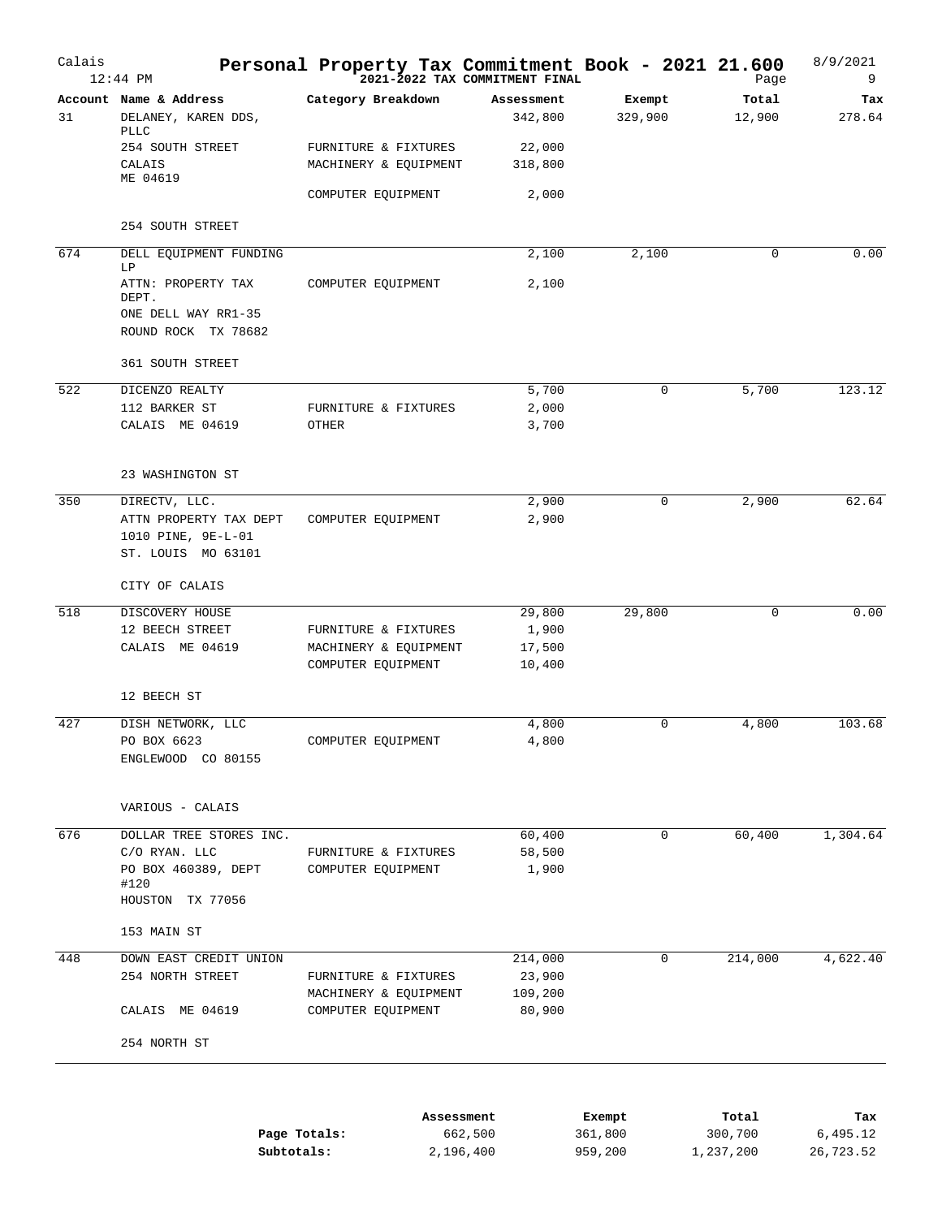# Personal Property Tax Commitment Book - 2021 21.600

Calais — 12:44 PM — 2021-2022 TAX COMMITMENT FINAL — 8/9/2021 — Page 9

| Account | Name & Address | Category Breakdown | Assessment | Exempt | Total | Tax |
|---|---|---|---|---|---|---|
| 31 | DELANEY, KAREN DDS, PLLC | | 342,800 | 329,900 | 12,900 | 278.64 |
| | 254 SOUTH STREET | FURNITURE & FIXTURES | 22,000 | | | |
| | CALAIS ME 04619 | MACHINERY & EQUIPMENT | 318,800 | | | |
| | | COMPUTER EQUIPMENT | 2,000 | | | |
| | 254 SOUTH STREET | | | | | |
| 674 | DELL EQUIPMENT FUNDING LP | | 2,100 | 2,100 | 0 | 0.00 |
| | ATTN: PROPERTY TAX DEPT. | COMPUTER EQUIPMENT | 2,100 | | | |
| | ONE DELL WAY RR1-35 | | | | | |
| | ROUND ROCK TX 78682 | | | | | |
| | 361 SOUTH STREET | | | | | |
| 522 | DICENZO REALTY | | 5,700 | 0 | 5,700 | 123.12 |
| | 112 BARKER ST | FURNITURE & FIXTURES | 2,000 | | | |
| | CALAIS ME 04619 | OTHER | 3,700 | | | |
| | 23 WASHINGTON ST | | | | | |
| 350 | DIRECTV, LLC. | | 2,900 | 0 | 2,900 | 62.64 |
| | ATTN PROPERTY TAX DEPT | COMPUTER EQUIPMENT | 2,900 | | | |
| | 1010 PINE, 9E-L-01 | | | | | |
| | ST. LOUIS MO 63101 | | | | | |
| | CITY OF CALAIS | | | | | |
| 518 | DISCOVERY HOUSE | | 29,800 | 29,800 | 0 | 0.00 |
| | 12 BEECH STREET | FURNITURE & FIXTURES | 1,900 | | | |
| | CALAIS ME 04619 | MACHINERY & EQUIPMENT | 17,500 | | | |
| | | COMPUTER EQUIPMENT | 10,400 | | | |
| | 12 BEECH ST | | | | | |
| 427 | DISH NETWORK, LLC | | 4,800 | 0 | 4,800 | 103.68 |
| | PO BOX 6623 | COMPUTER EQUIPMENT | 4,800 | | | |
| | ENGLEWOOD CO 80155 | | | | | |
| | VARIOUS - CALAIS | | | | | |
| 676 | DOLLAR TREE STORES INC. | | 60,400 | 0 | 60,400 | 1,304.64 |
| | C/O RYAN. LLC | FURNITURE & FIXTURES | 58,500 | | | |
| | PO BOX 460389, DEPT #120 | COMPUTER EQUIPMENT | 1,900 | | | |
| | HOUSTON TX 77056 | | | | | |
| | 153 MAIN ST | | | | | |
| 448 | DOWN EAST CREDIT UNION | | 214,000 | 0 | 214,000 | 4,622.40 |
| | 254 NORTH STREET | FURNITURE & FIXTURES | 23,900 | | | |
| | | MACHINERY & EQUIPMENT | 109,200 | | | |
| | CALAIS ME 04619 | COMPUTER EQUIPMENT | 80,900 | | | |
| | 254 NORTH ST | | | | | |

| | Assessment | Exempt | Total | Tax |
|---|---|---|---|---|
| **Page Totals:** | 662,500 | 361,800 | 300,700 | 6,495.12 |
| **Subtotals:** | 2,196,400 | 959,200 | 1,237,200 | 26,723.52 |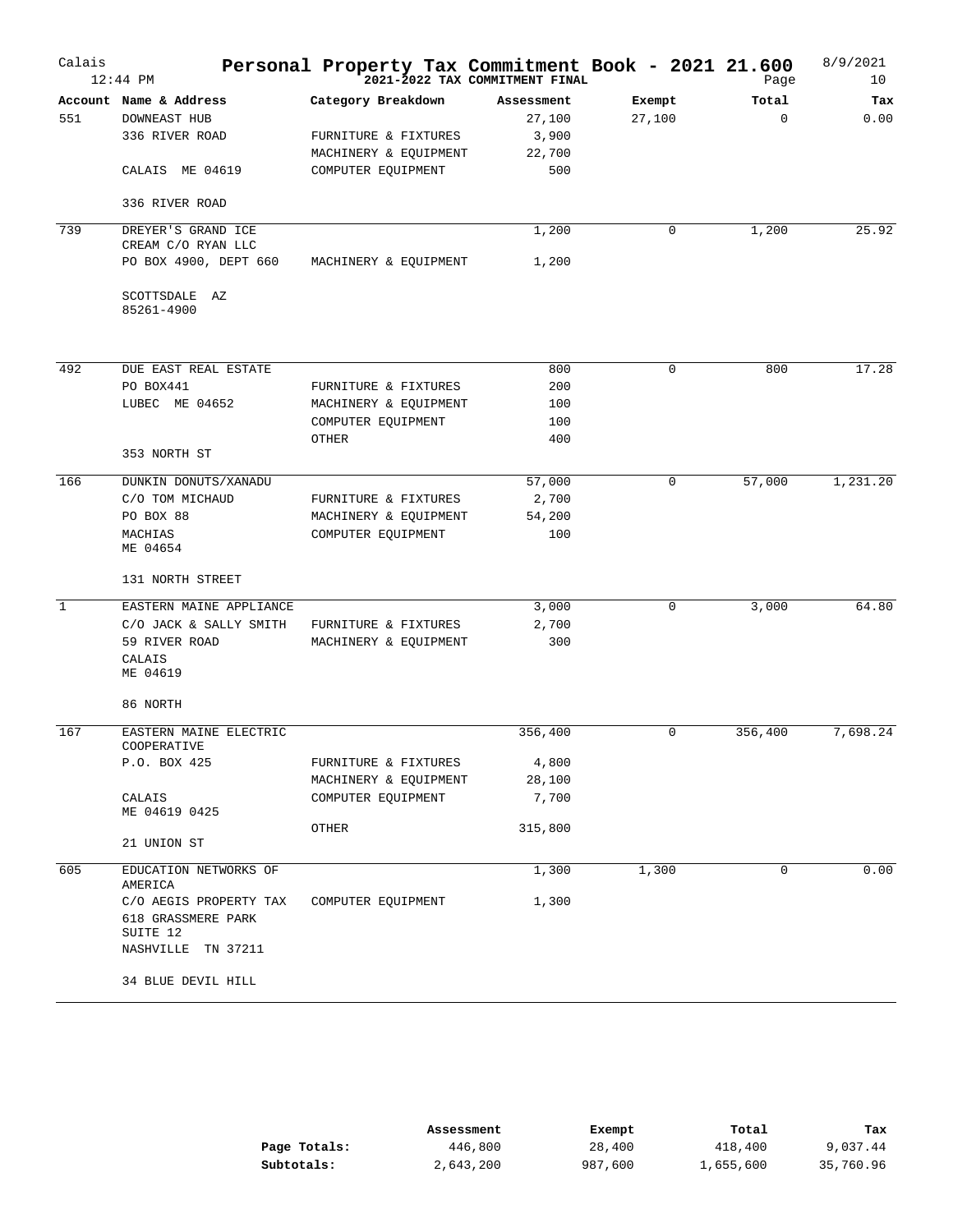# Personal Property Tax Commitment Book - 2021 21.600

**2021-2022 TAX COMMITMENT FINAL**

Calais 12:44 PM — 8/9/2021 — Page 10

| Account | Name & Address | Category Breakdown | Assessment | Exempt | Total | Tax |
|---|---|---|---|---|---|---|
| 551 | DOWNEAST HUB | | 27,100 | 27,100 | 0 | 0.00 |
| | 336 RIVER ROAD | FURNITURE & FIXTURES | 3,900 | | | |
| | | MACHINERY & EQUIPMENT | 22,700 | | | |
| | CALAIS ME 04619 | COMPUTER EQUIPMENT | 500 | | | |
| | 336 RIVER ROAD | | | | | |
| 739 | DREYER'S GRAND ICE CREAM C/O RYAN LLC | | 1,200 | 0 | 1,200 | 25.92 |
| | PO BOX 4900, DEPT 660 | MACHINERY & EQUIPMENT | 1,200 | | | |
| | SCOTTSDALE AZ 85261-4900 | | | | | |
| 492 | DUE EAST REAL ESTATE | | 800 | 0 | 800 | 17.28 |
| | PO BOX441 | FURNITURE & FIXTURES | 200 | | | |
| | LUBEC ME 04652 | MACHINERY & EQUIPMENT | 100 | | | |
| | | COMPUTER EQUIPMENT | 100 | | | |
| | | OTHER | 400 | | | |
| | 353 NORTH ST | | | | | |
| 166 | DUNKIN DONUTS/XANADU | | 57,000 | 0 | 57,000 | 1,231.20 |
| | C/O TOM MICHAUD | FURNITURE & FIXTURES | 2,700 | | | |
| | PO BOX 88 | MACHINERY & EQUIPMENT | 54,200 | | | |
| | MACHIAS ME 04654 | COMPUTER EQUIPMENT | 100 | | | |
| | 131 NORTH STREET | | | | | |
| 1 | EASTERN MAINE APPLIANCE | | 3,000 | 0 | 3,000 | 64.80 |
| | C/O JACK & SALLY SMITH | FURNITURE & FIXTURES | 2,700 | | | |
| | 59 RIVER ROAD | MACHINERY & EQUIPMENT | 300 | | | |
| | CALAIS ME 04619 | | | | | |
| | 86 NORTH | | | | | |
| 167 | EASTERN MAINE ELECTRIC COOPERATIVE | | 356,400 | 0 | 356,400 | 7,698.24 |
| | P.O. BOX 425 | FURNITURE & FIXTURES | 4,800 | | | |
| | | MACHINERY & EQUIPMENT | 28,100 | | | |
| | CALAIS ME 04619 0425 | COMPUTER EQUIPMENT | 7,700 | | | |
| | | OTHER | 315,800 | | | |
| | 21 UNION ST | | | | | |
| 605 | EDUCATION NETWORKS OF AMERICA | | 1,300 | 1,300 | 0 | 0.00 |
| | C/O AEGIS PROPERTY TAX | COMPUTER EQUIPMENT | 1,300 | | | |
| | 618 GRASSMERE PARK SUITE 12 | | | | | |
| | NASHVILLE TN 37211 | | | | | |
| | 34 BLUE DEVIL HILL | | | | | |

| | Assessment | Exempt | Total | Tax |
|---|---|---|---|---|
| **Page Totals:** | 446,800 | 28,400 | 418,400 | 9,037.44 |
| **Subtotals:** | 2,643,200 | 987,600 | 1,655,600 | 35,760.96 |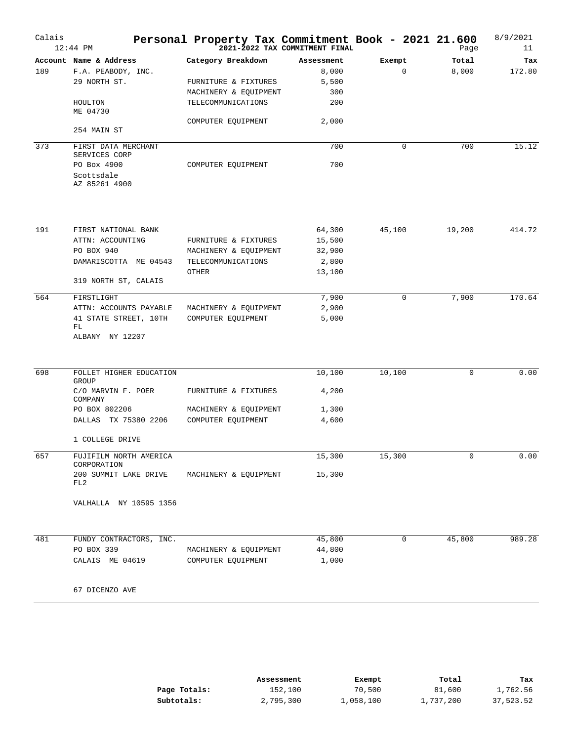# Personal Property Tax Commitment Book - 2021 21.600

Calais — 12:44 PM — 2021-2022 TAX COMMITMENT FINAL — 8/9/2021

| Account | Name & Address | Category Breakdown | Assessment | Exempt | Total | Tax |
|---|---|---|---|---|---|---|
| 189 | F.A. PEABODY, INC. | | 8,000 | 0 | 8,000 | 172.80 |
| | 29 NORTH ST. | FURNITURE & FIXTURES | 5,500 | | | |
| | | MACHINERY & EQUIPMENT | 300 | | | |
| | HOULTON ME 04730 | TELECOMMUNICATIONS | 200 | | | |
| | | COMPUTER EQUIPMENT | 2,000 | | | |
| | 254 MAIN ST | | | | | |
| 373 | FIRST DATA MERCHANT SERVICES CORP | | 700 | 0 | 700 | 15.12 |
| | PO Box 4900 | COMPUTER EQUIPMENT | 700 | | | |
| | Scottsdale AZ 85261 4900 | | | | | |
| 191 | FIRST NATIONAL BANK | | 64,300 | 45,100 | 19,200 | 414.72 |
| | ATTN: ACCOUNTING | FURNITURE & FIXTURES | 15,500 | | | |
| | PO BOX 940 | MACHINERY & EQUIPMENT | 32,900 | | | |
| | DAMARISCOTTA ME 04543 | TELECOMMUNICATIONS | 2,800 | | | |
| | | OTHER | 13,100 | | | |
| | 319 NORTH ST, CALAIS | | | | | |
| 564 | FIRSTLIGHT | | 7,900 | 0 | 7,900 | 170.64 |
| | ATTN: ACCOUNTS PAYABLE | MACHINERY & EQUIPMENT | 2,900 | | | |
| | 41 STATE STREET, 10TH FL | COMPUTER EQUIPMENT | 5,000 | | | |
| | ALBANY NY 12207 | | | | | |
| 698 | FOLLET HIGHER EDUCATION GROUP | | 10,100 | 10,100 | 0 | 0.00 |
| | C/O MARVIN F. POER COMPANY | FURNITURE & FIXTURES | 4,200 | | | |
| | PO BOX 802206 | MACHINERY & EQUIPMENT | 1,300 | | | |
| | DALLAS TX 75380 2206 | COMPUTER EQUIPMENT | 4,600 | | | |
| | 1 COLLEGE DRIVE | | | | | |
| 657 | FUJIFILM NORTH AMERICA CORPORATION | | 15,300 | 15,300 | 0 | 0.00 |
| | 200 SUMMIT LAKE DRIVE FL2 | MACHINERY & EQUIPMENT | 15,300 | | | |
| | VALHALLA NY 10595 1356 | | | | | |
| 481 | FUNDY CONTRACTORS, INC. | | 45,800 | 0 | 45,800 | 989.28 |
| | PO BOX 339 | MACHINERY & EQUIPMENT | 44,800 | | | |
| | CALAIS ME 04619 | COMPUTER EQUIPMENT | 1,000 | | | |
| | 67 DICENZO AVE | | | | | |

| | Assessment | Exempt | Total | Tax |
|---|---|---|---|---|
| **Page Totals:** | 152,100 | 70,500 | 81,600 | 1,762.56 |
| **Subtotals:** | 2,795,300 | 1,058,100 | 1,737,200 | 37,523.52 |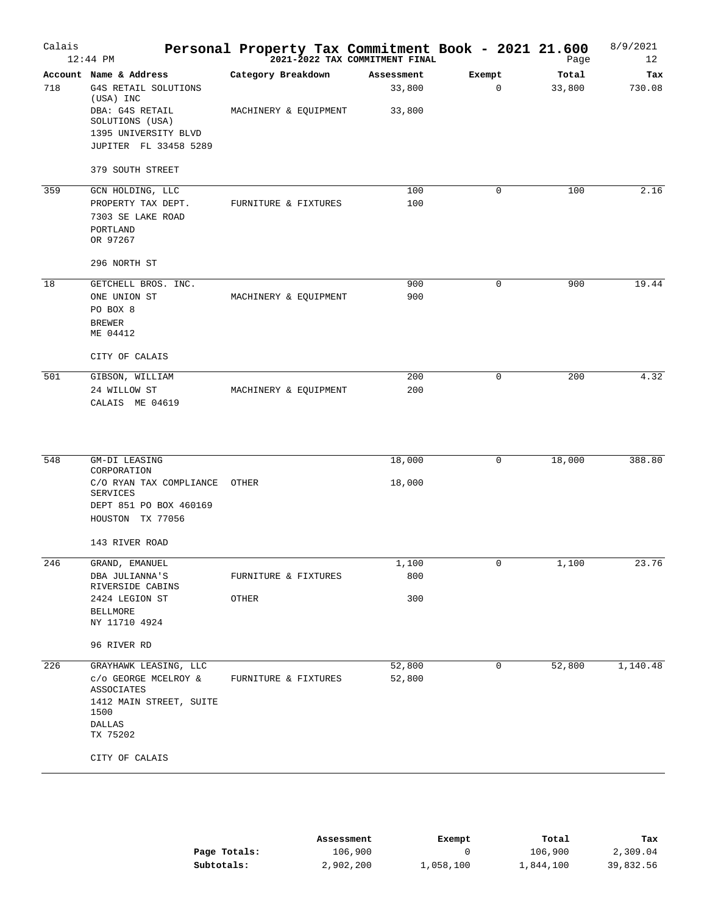# Personal Property Tax Commitment Book - 2021 21.600

Calais 12:44 PM — 2021-2022 TAX COMMITMENT FINAL — 8/9/2021

| Account | Name & Address | Category Breakdown | Assessment | Exempt | Total | Tax |
|---|---|---|---|---|---|---|
| 718 | G4S RETAIL SOLUTIONS (USA) INC | | 33,800 | 0 | 33,800 | 730.08 |
| | DBA: G4S RETAIL SOLUTIONS (USA) | MACHINERY & EQUIPMENT | 33,800 | | | |
| | 1395 UNIVERSITY BLVD | | | | | |
| | JUPITER FL 33458 5289 | | | | | |
| | 379 SOUTH STREET | | | | | |
| 359 | GCN HOLDING, LLC | | 100 | 0 | 100 | 2.16 |
| | PROPERTY TAX DEPT. | FURNITURE & FIXTURES | 100 | | | |
| | 7303 SE LAKE ROAD | | | | | |
| | PORTLAND OR 97267 | | | | | |
| | 296 NORTH ST | | | | | |
| 18 | GETCHELL BROS. INC. | | 900 | 0 | 900 | 19.44 |
| | ONE UNION ST | MACHINERY & EQUIPMENT | 900 | | | |
| | PO BOX 8 | | | | | |
| | BREWER ME 04412 | | | | | |
| | CITY OF CALAIS | | | | | |
| 501 | GIBSON, WILLIAM | | 200 | 0 | 200 | 4.32 |
| | 24 WILLOW ST | MACHINERY & EQUIPMENT | 200 | | | |
| | CALAIS ME 04619 | | | | | |
| 548 | GM-DI LEASING CORPORATION | | 18,000 | 0 | 18,000 | 388.80 |
| | C/O RYAN TAX COMPLIANCE SERVICES | OTHER | 18,000 | | | |
| | DEPT 851 PO BOX 460169 | | | | | |
| | HOUSTON TX 77056 | | | | | |
| | 143 RIVER ROAD | | | | | |
| 246 | GRAND, EMANUEL | | 1,100 | 0 | 1,100 | 23.76 |
| | DBA JULIANNA'S RIVERSIDE CABINS | FURNITURE & FIXTURES | 800 | | | |
| | 2424 LEGION ST | OTHER | 300 | | | |
| | BELLMORE NY 11710 4924 | | | | | |
| | 96 RIVER RD | | | | | |
| 226 | GRAYHAWK LEASING, LLC | | 52,800 | 0 | 52,800 | 1,140.48 |
| | c/o GEORGE MCELROY & ASSOCIATES | FURNITURE & FIXTURES | 52,800 | | | |
| | 1412 MAIN STREET, SUITE 1500 | | | | | |
| | DALLAS TX 75202 | | | | | |
| | CITY OF CALAIS | | | | | |

| | Assessment | Exempt | Total | Tax |
|---|---|---|---|---|
| **Page Totals:** | 106,900 | 0 | 106,900 | 2,309.04 |
| **Subtotals:** | 2,902,200 | 1,058,100 | 1,844,100 | 39,832.56 |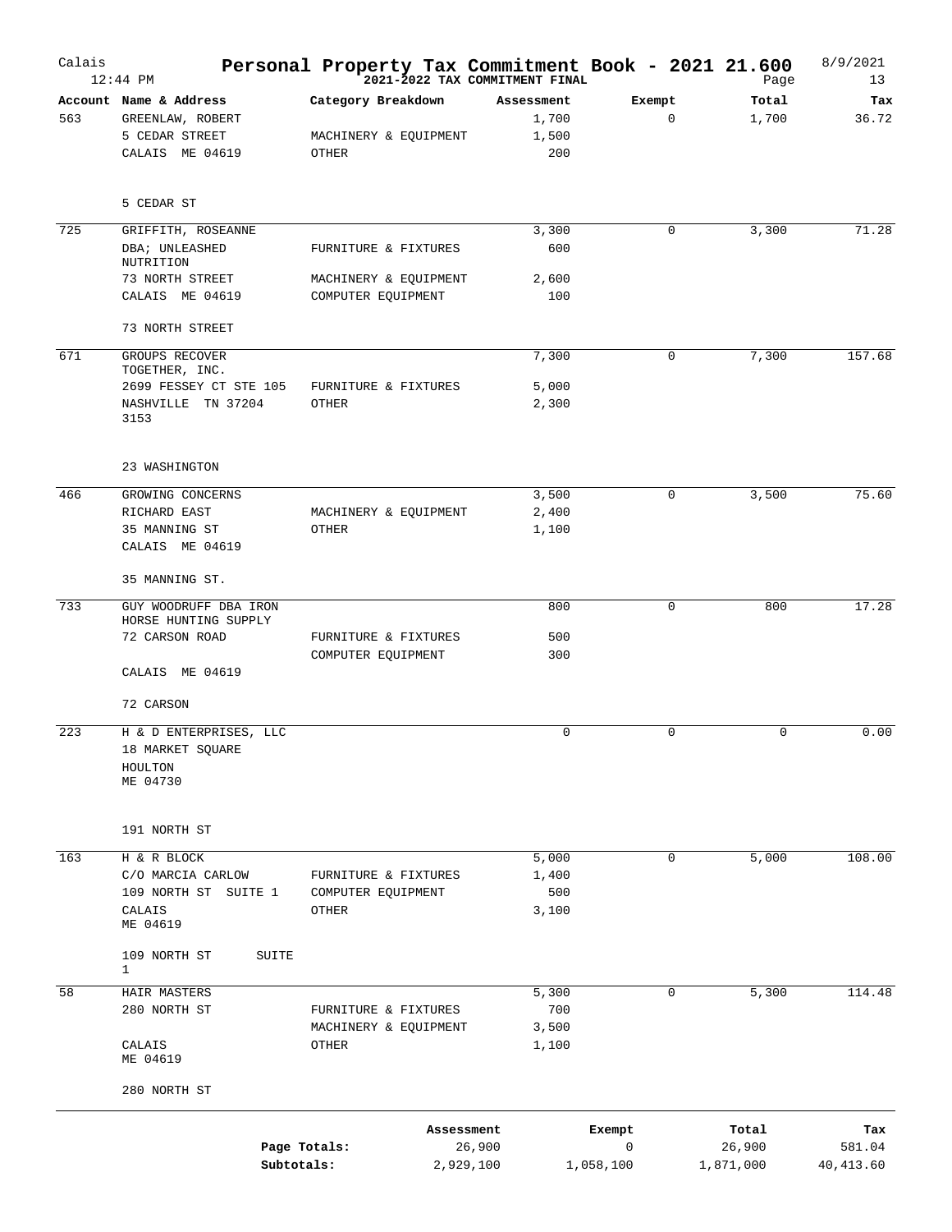# Personal Property Tax Commitment Book - 2021 21.600

Calais — 12:44 PM — 2021-2022 TAX COMMITMENT FINAL — 8/9/2021 — Page 13

| Account | Name & Address | Category Breakdown | Assessment | Exempt | Total | Tax |
|---|---|---|---|---|---|---|
| 563 | GREENLAW, ROBERT | | 1,700 | 0 | 1,700 | 36.72 |
| | 5 CEDAR STREET | MACHINERY & EQUIPMENT | 1,500 | | | |
| | CALAIS ME 04619 | OTHER | 200 | | | |
| | 5 CEDAR ST | | | | | |
| 725 | GRIFFITH, ROSEANNE | | 3,300 | 0 | 3,300 | 71.28 |
| | DBA; UNLEASHED NUTRITION | FURNITURE & FIXTURES | 600 | | | |
| | 73 NORTH STREET | MACHINERY & EQUIPMENT | 2,600 | | | |
| | CALAIS ME 04619 | COMPUTER EQUIPMENT | 100 | | | |
| | 73 NORTH STREET | | | | | |
| 671 | GROUPS RECOVER TOGETHER, INC. | | 7,300 | 0 | 7,300 | 157.68 |
| | 2699 FESSEY CT STE 105 | FURNITURE & FIXTURES | 5,000 | | | |
| | NASHVILLE TN 37204 3153 | OTHER | 2,300 | | | |
| | 23 WASHINGTON | | | | | |
| 466 | GROWING CONCERNS | | 3,500 | 0 | 3,500 | 75.60 |
| | RICHARD EAST | MACHINERY & EQUIPMENT | 2,400 | | | |
| | 35 MANNING ST | OTHER | 1,100 | | | |
| | CALAIS ME 04619 | | | | | |
| | 35 MANNING ST. | | | | | |
| 733 | GUY WOODRUFF DBA IRON HORSE HUNTING SUPPLY | | 800 | 0 | 800 | 17.28 |
| | 72 CARSON ROAD | FURNITURE & FIXTURES | 500 | | | |
| | | COMPUTER EQUIPMENT | 300 | | | |
| | CALAIS ME 04619 | | | | | |
| | 72 CARSON | | | | | |
| 223 | H & D ENTERPRISES, LLC | | 0 | 0 | 0 | 0.00 |
| | 18 MARKET SQUARE | | | | | |
| | HOULTON ME 04730 | | | | | |
| | 191 NORTH ST | | | | | |
| 163 | H & R BLOCK | | 5,000 | 0 | 5,000 | 108.00 |
| | C/O MARCIA CARLOW | FURNITURE & FIXTURES | 1,400 | | | |
| | 109 NORTH ST SUITE 1 | COMPUTER EQUIPMENT | 500 | | | |
| | CALAIS ME 04619 | OTHER | 3,100 | | | |
| | 109 NORTH ST SUITE 1 | | | | | |
| 58 | HAIR MASTERS | | 5,300 | 0 | 5,300 | 114.48 |
| | 280 NORTH ST | FURNITURE & FIXTURES | 700 | | | |
| | | MACHINERY & EQUIPMENT | 3,500 | | | |
| | CALAIS ME 04619 | OTHER | 1,100 | | | |
| | 280 NORTH ST | | | | | |

| | Assessment | Exempt | Total | Tax |
|---|---|---|---|---|
| Page Totals: | 26,900 | 0 | 26,900 | 581.04 |
| Subtotals: | 2,929,100 | 1,058,100 | 1,871,000 | 40,413.60 |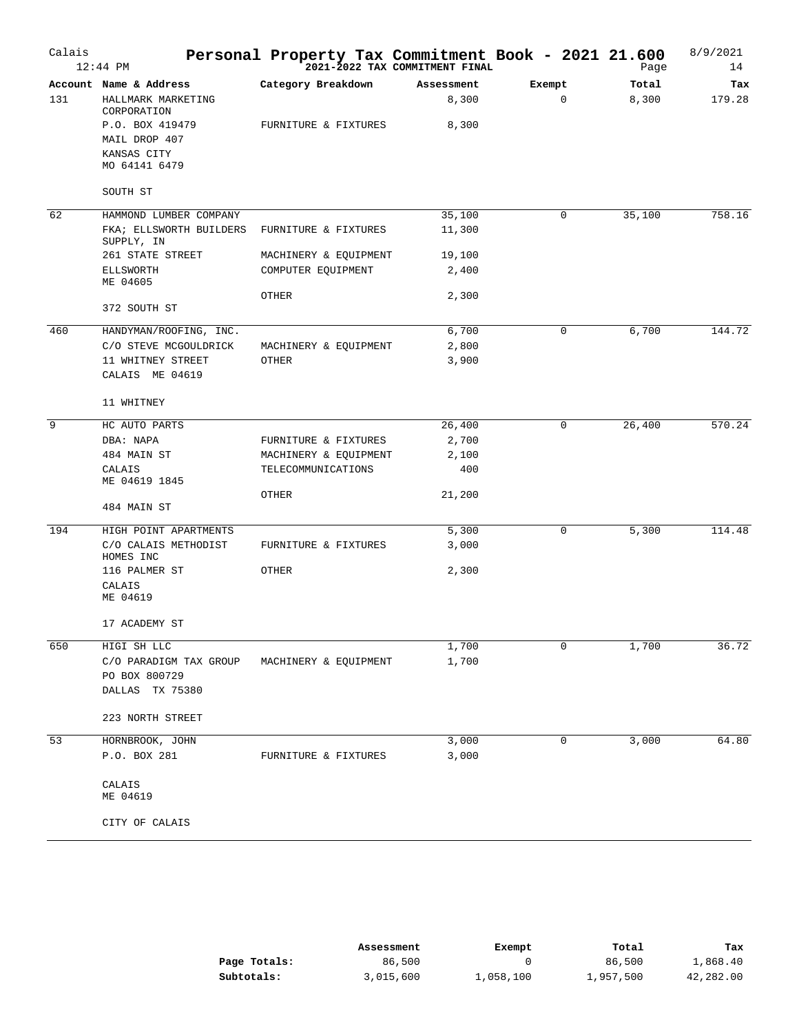# Personal Property Tax Commitment Book - 2021 21.600

Calais 12:44 PM — 2021-2022 TAX COMMITMENT FINAL — 8/9/2021

| Account | Name & Address | Category Breakdown | Assessment | Exempt | Total | Tax |
|---|---|---|---|---|---|---|
| 131 | HALLMARK MARKETING CORPORATION | | 8,300 | 0 | 8,300 | 179.28 |
| | P.O. BOX 419479 | FURNITURE & FIXTURES | 8,300 | | | |
| | MAIL DROP 407 | | | | | |
| | KANSAS CITY MO 64141 6479 | | | | | |
| | SOUTH ST | | | | | |
| 62 | HAMMOND LUMBER COMPANY | | 35,100 | 0 | 35,100 | 758.16 |
| | FKA; ELLSWORTH BUILDERS SUPPLY, IN | FURNITURE & FIXTURES | 11,300 | | | |
| | 261 STATE STREET | MACHINERY & EQUIPMENT | 19,100 | | | |
| | ELLSWORTH ME 04605 | COMPUTER EQUIPMENT | 2,400 | | | |
| | | OTHER | 2,300 | | | |
| | 372 SOUTH ST | | | | | |
| 460 | HANDYMAN/ROOFING, INC. | | 6,700 | 0 | 6,700 | 144.72 |
| | C/O STEVE MCGOULDRICK | MACHINERY & EQUIPMENT | 2,800 | | | |
| | 11 WHITNEY STREET | OTHER | 3,900 | | | |
| | CALAIS ME 04619 | | | | | |
| | 11 WHITNEY | | | | | |
| 9 | HC AUTO PARTS | | 26,400 | 0 | 26,400 | 570.24 |
| | DBA: NAPA | FURNITURE & FIXTURES | 2,700 | | | |
| | 484 MAIN ST | MACHINERY & EQUIPMENT | 2,100 | | | |
| | CALAIS ME 04619 1845 | TELECOMMUNICATIONS | 400 | | | |
| | | OTHER | 21,200 | | | |
| | 484 MAIN ST | | | | | |
| 194 | HIGH POINT APARTMENTS | | 5,300 | 0 | 5,300 | 114.48 |
| | C/O CALAIS METHODIST HOMES INC | FURNITURE & FIXTURES | 3,000 | | | |
| | 116 PALMER ST | OTHER | 2,300 | | | |
| | CALAIS ME 04619 | | | | | |
| | 17 ACADEMY ST | | | | | |
| 650 | HIGI SH LLC | | 1,700 | 0 | 1,700 | 36.72 |
| | C/O PARADIGM TAX GROUP | MACHINERY & EQUIPMENT | 1,700 | | | |
| | PO BOX 800729 | | | | | |
| | DALLAS TX 75380 | | | | | |
| | 223 NORTH STREET | | | | | |
| 53 | HORNBROOK, JOHN | | 3,000 | 0 | 3,000 | 64.80 |
| | P.O. BOX 281 | FURNITURE & FIXTURES | 3,000 | | | |
| | CALAIS ME 04619 | | | | | |
| | CITY OF CALAIS | | | | | |

| | Assessment | Exempt | Total | Tax |
|---|---|---|---|---|
| **Page Totals:** | 86,500 | 0 | 86,500 | 1,868.40 |
| **Subtotals:** | 3,015,600 | 1,058,100 | 1,957,500 | 42,282.00 |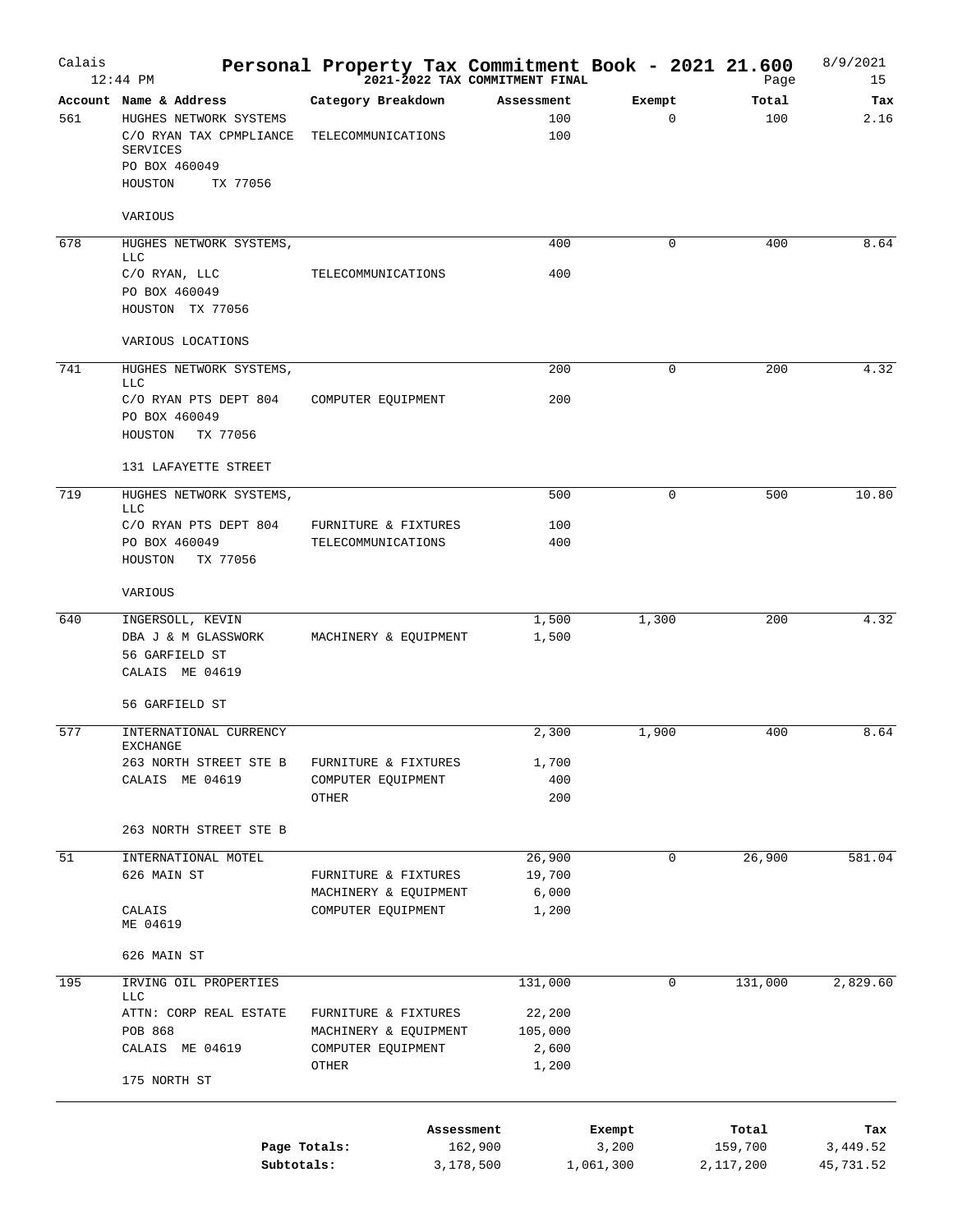# Personal Property Tax Commitment Book - 2021 21.600

Calais — 12:44 PM — 2021-2022 TAX COMMITMENT FINAL — 8/9/2021

| Account | Name & Address | Category Breakdown | Assessment | Exempt | Total | Tax |
|---|---|---|---|---|---|---|
| 561 | HUGHES NETWORK SYSTEMS | | 100 | 0 | 100 | 2.16 |
| | C/O RYAN TAX CPMPLIANCE SERVICES | TELECOMMUNICATIONS | 100 | | | |
| | PO BOX 460049 | | | | | |
| | HOUSTON TX 77056 | | | | | |
| | VARIOUS | | | | | |
| 678 | HUGHES NETWORK SYSTEMS, LLC | | 400 | 0 | 400 | 8.64 |
| | C/O RYAN, LLC | TELECOMMUNICATIONS | 400 | | | |
| | PO BOX 460049 | | | | | |
| | HOUSTON TX 77056 | | | | | |
| | VARIOUS LOCATIONS | | | | | |
| 741 | HUGHES NETWORK SYSTEMS, LLC | | 200 | 0 | 200 | 4.32 |
| | C/O RYAN PTS DEPT 804 | COMPUTER EQUIPMENT | 200 | | | |
| | PO BOX 460049 | | | | | |
| | HOUSTON TX 77056 | | | | | |
| | 131 LAFAYETTE STREET | | | | | |
| 719 | HUGHES NETWORK SYSTEMS, LLC | | 500 | 0 | 500 | 10.80 |
| | C/O RYAN PTS DEPT 804 | FURNITURE & FIXTURES | 100 | | | |
| | PO BOX 460049 | TELECOMMUNICATIONS | 400 | | | |
| | HOUSTON TX 77056 | | | | | |
| | VARIOUS | | | | | |
| 640 | INGERSOLL, KEVIN | | 1,500 | 1,300 | 200 | 4.32 |
| | DBA J & M GLASSWORK | MACHINERY & EQUIPMENT | 1,500 | | | |
| | 56 GARFIELD ST | | | | | |
| | CALAIS ME 04619 | | | | | |
| | 56 GARFIELD ST | | | | | |
| 577 | INTERNATIONAL CURRENCY EXCHANGE | | 2,300 | 1,900 | 400 | 8.64 |
| | 263 NORTH STREET STE B | FURNITURE & FIXTURES | 1,700 | | | |
| | CALAIS ME 04619 | COMPUTER EQUIPMENT | 400 | | | |
| | | OTHER | 200 | | | |
| | 263 NORTH STREET STE B | | | | | |
| 51 | INTERNATIONAL MOTEL | | 26,900 | 0 | 26,900 | 581.04 |
| | 626 MAIN ST | FURNITURE & FIXTURES | 19,700 | | | |
| | | MACHINERY & EQUIPMENT | 6,000 | | | |
| | CALAIS ME 04619 | COMPUTER EQUIPMENT | 1,200 | | | |
| | 626 MAIN ST | | | | | |
| 195 | IRVING OIL PROPERTIES LLC | | 131,000 | 0 | 131,000 | 2,829.60 |
| | ATTN: CORP REAL ESTATE | FURNITURE & FIXTURES | 22,200 | | | |
| | POB 868 | MACHINERY & EQUIPMENT | 105,000 | | | |
| | CALAIS ME 04619 | COMPUTER EQUIPMENT | 2,600 | | | |
| | | OTHER | 1,200 | | | |
| | 175 NORTH ST | | | | | |

| | Assessment | Exempt | Total | Tax |
|---|---|---|---|---|
| **Page Totals:** | 162,900 | 3,200 | 159,700 | 3,449.52 |
| **Subtotals:** | 3,178,500 | 1,061,300 | 2,117,200 | 45,731.52 |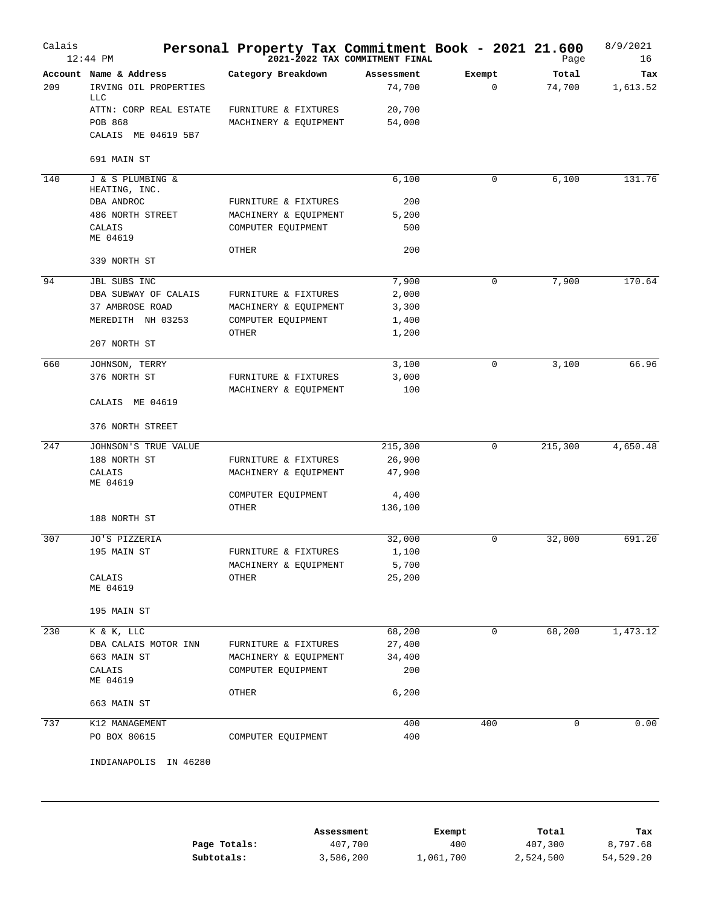# Personal Property Tax Commitment Book - 2021 21.600

Calais — 2021-2022 TAX COMMITMENT FINAL — 8/9/2021 12:44 PM

| Account | Name & Address | Category Breakdown | Assessment | Exempt | Total | Tax |
|---|---|---|---|---|---|---|
| 209 | IRVING OIL PROPERTIES LLC | | 74,700 | 0 | 74,700 | 1,613.52 |
| | ATTN: CORP REAL ESTATE | FURNITURE & FIXTURES | 20,700 | | | |
| | POB 868 | MACHINERY & EQUIPMENT | 54,000 | | | |
| | CALAIS ME 04619 5B7 | | | | | |
| | 691 MAIN ST | | | | | |
| 140 | J & S PLUMBING & HEATING, INC. | | 6,100 | 0 | 6,100 | 131.76 |
| | DBA ANDROC | FURNITURE & FIXTURES | 200 | | | |
| | 486 NORTH STREET | MACHINERY & EQUIPMENT | 5,200 | | | |
| | CALAIS ME 04619 | COMPUTER EQUIPMENT | 500 | | | |
| | | OTHER | 200 | | | |
| | 339 NORTH ST | | | | | |
| 94 | JBL SUBS INC | | 7,900 | 0 | 7,900 | 170.64 |
| | DBA SUBWAY OF CALAIS | FURNITURE & FIXTURES | 2,000 | | | |
| | 37 AMBROSE ROAD | MACHINERY & EQUIPMENT | 3,300 | | | |
| | MEREDITH NH 03253 | COMPUTER EQUIPMENT | 1,400 | | | |
| | | OTHER | 1,200 | | | |
| | 207 NORTH ST | | | | | |
| 660 | JOHNSON, TERRY | | 3,100 | 0 | 3,100 | 66.96 |
| | 376 NORTH ST | FURNITURE & FIXTURES | 3,000 | | | |
| | | MACHINERY & EQUIPMENT | 100 | | | |
| | CALAIS ME 04619 | | | | | |
| | 376 NORTH STREET | | | | | |
| 247 | JOHNSON'S TRUE VALUE | | 215,300 | 0 | 215,300 | 4,650.48 |
| | 188 NORTH ST | FURNITURE & FIXTURES | 26,900 | | | |
| | CALAIS ME 04619 | MACHINERY & EQUIPMENT | 47,900 | | | |
| | | COMPUTER EQUIPMENT | 4,400 | | | |
| | | OTHER | 136,100 | | | |
| | 188 NORTH ST | | | | | |
| 307 | JO'S PIZZERIA | | 32,000 | 0 | 32,000 | 691.20 |
| | 195 MAIN ST | FURNITURE & FIXTURES | 1,100 | | | |
| | | MACHINERY & EQUIPMENT | 5,700 | | | |
| | CALAIS ME 04619 | OTHER | 25,200 | | | |
| | 195 MAIN ST | | | | | |
| 230 | K & K, LLC | | 68,200 | 0 | 68,200 | 1,473.12 |
| | DBA CALAIS MOTOR INN | FURNITURE & FIXTURES | 27,400 | | | |
| | 663 MAIN ST | MACHINERY & EQUIPMENT | 34,400 | | | |
| | CALAIS ME 04619 | COMPUTER EQUIPMENT | 200 | | | |
| | | OTHER | 6,200 | | | |
| | 663 MAIN ST | | | | | |
| 737 | K12 MANAGEMENT | | 400 | 400 | 0 | 0.00 |
| | PO BOX 80615 | COMPUTER EQUIPMENT | 400 | | | |
| | INDIANAPOLIS IN 46280 | | | | | |

| | Assessment | Exempt | Total | Tax |
|---|---|---|---|---|
| **Page Totals:** | 407,700 | 400 | 407,300 | 8,797.68 |
| **Subtotals:** | 3,586,200 | 1,061,700 | 2,524,500 | 54,529.20 |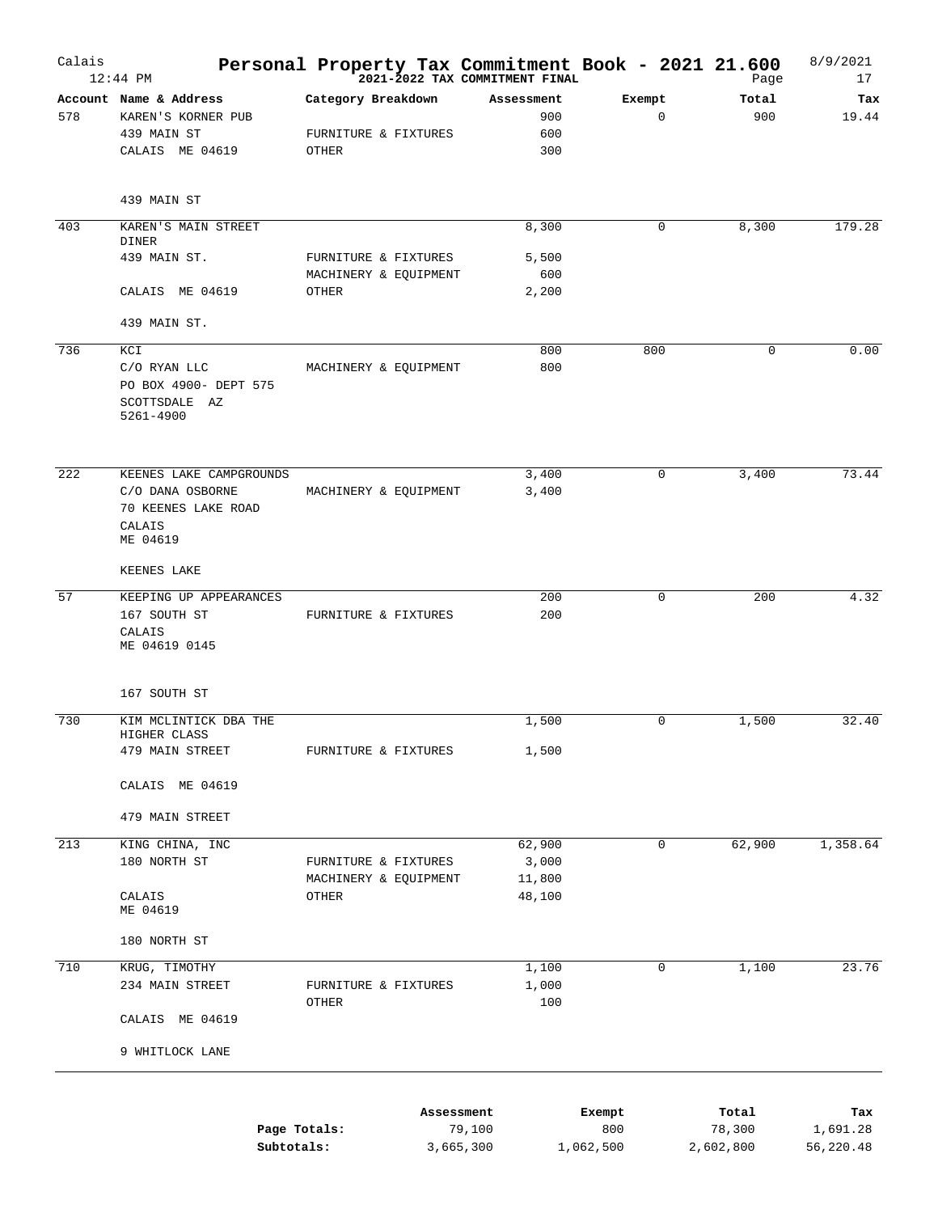# Personal Property Tax Commitment Book - 2021 21.600

Calais
12:44 PM

2021-2022 TAX COMMITMENT FINAL

8/9/2021
Page 17

| Account | Name & Address | Category Breakdown | Assessment | Exempt | Total | Tax |
|---|---|---|---|---|---|---|
| 578 | KAREN'S KORNER PUB | | 900 | 0 | 900 | 19.44 |
| | 439 MAIN ST | FURNITURE & FIXTURES | 600 | | | |
| | CALAIS ME 04619 | OTHER | 300 | | | |
| | 439 MAIN ST | | | | | |
| 403 | KAREN'S MAIN STREET DINER | | 8,300 | 0 | 8,300 | 179.28 |
| | 439 MAIN ST. | FURNITURE & FIXTURES | 5,500 | | | |
| | | MACHINERY & EQUIPMENT | 600 | | | |
| | CALAIS ME 04619 | OTHER | 2,200 | | | |
| | 439 MAIN ST. | | | | | |
| 736 | KCI | | 800 | 800 | 0 | 0.00 |
| | C/O RYAN LLC | MACHINERY & EQUIPMENT | 800 | | | |
| | PO BOX 4900- DEPT 575 | | | | | |
| | SCOTTSDALE AZ 5261-4900 | | | | | |
| 222 | KEENES LAKE CAMPGROUNDS | | 3,400 | 0 | 3,400 | 73.44 |
| | C/O DANA OSBORNE | MACHINERY & EQUIPMENT | 3,400 | | | |
| | 70 KEENES LAKE ROAD | | | | | |
| | CALAIS ME 04619 | | | | | |
| | KEENES LAKE | | | | | |
| 57 | KEEPING UP APPEARANCES | | 200 | 0 | 200 | 4.32 |
| | 167 SOUTH ST | FURNITURE & FIXTURES | 200 | | | |
| | CALAIS ME 04619 0145 | | | | | |
| | 167 SOUTH ST | | | | | |
| 730 | KIM MCLINTICK DBA THE HIGHER CLASS | | 1,500 | 0 | 1,500 | 32.40 |
| | 479 MAIN STREET | FURNITURE & FIXTURES | 1,500 | | | |
| | CALAIS ME 04619 | | | | | |
| | 479 MAIN STREET | | | | | |
| 213 | KING CHINA, INC | | 62,900 | 0 | 62,900 | 1,358.64 |
| | 180 NORTH ST | FURNITURE & FIXTURES | 3,000 | | | |
| | | MACHINERY & EQUIPMENT | 11,800 | | | |
| | CALAIS ME 04619 | OTHER | 48,100 | | | |
| | 180 NORTH ST | | | | | |
| 710 | KRUG, TIMOTHY | | 1,100 | 0 | 1,100 | 23.76 |
| | 234 MAIN STREET | FURNITURE & FIXTURES | 1,000 | | | |
| | | OTHER | 100 | | | |
| | CALAIS ME 04619 | | | | | |
| | 9 WHITLOCK LANE | | | | | |

| | Assessment | Exempt | Total | Tax |
|---|---|---|---|---|
| **Page Totals:** | 79,100 | 800 | 78,300 | 1,691.28 |
| **Subtotals:** | 3,665,300 | 1,062,500 | 2,602,800 | 56,220.48 |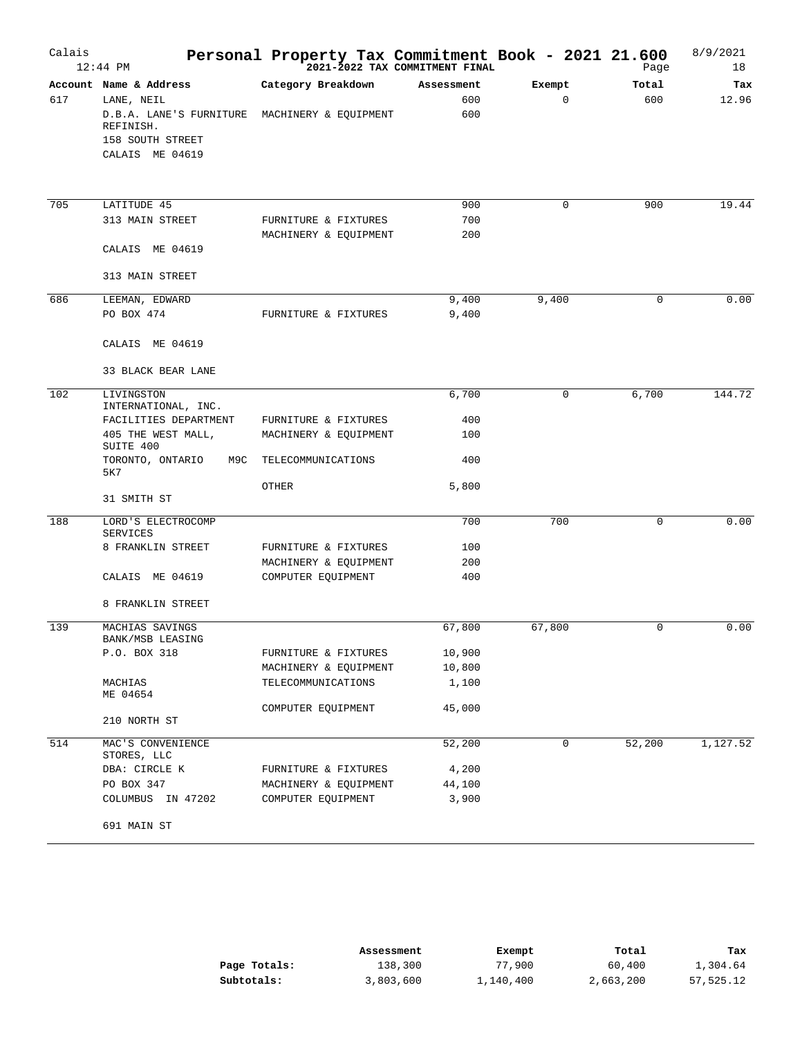# Personal Property Tax Commitment Book - 2021 21.600

Calais
12:44 PM

2021-2022 TAX COMMITMENT FINAL

8/9/2021

| Account | Name & Address | Category Breakdown | Assessment | Exempt | Total | Tax |
|---|---|---|---|---|---|---|
| 617 | LANE, NEIL | | 600 | 0 | 600 | 12.96 |
| | D.B.A. LANE'S FURNITURE REFINISH. | MACHINERY & EQUIPMENT | 600 | | | |
| | 158 SOUTH STREET | | | | | |
| | CALAIS ME 04619 | | | | | |
| 705 | LATITUDE 45 | | 900 | 0 | 900 | 19.44 |
| | 313 MAIN STREET | FURNITURE & FIXTURES | 700 | | | |
| | | MACHINERY & EQUIPMENT | 200 | | | |
| | CALAIS ME 04619 | | | | | |
| | 313 MAIN STREET | | | | | |
| 686 | LEEMAN, EDWARD | | 9,400 | 9,400 | 0 | 0.00 |
| | PO BOX 474 | FURNITURE & FIXTURES | 9,400 | | | |
| | CALAIS ME 04619 | | | | | |
| | 33 BLACK BEAR LANE | | | | | |
| 102 | LIVINGSTON INTERNATIONAL, INC. | | 6,700 | 0 | 6,700 | 144.72 |
| | FACILITIES DEPARTMENT | FURNITURE & FIXTURES | 400 | | | |
| | 405 THE WEST MALL, SUITE 400 | MACHINERY & EQUIPMENT | 100 | | | |
| | TORONTO, ONTARIO M9C 5K7 | TELECOMMUNICATIONS | 400 | | | |
| | | OTHER | 5,800 | | | |
| | 31 SMITH ST | | | | | |
| 188 | LORD'S ELECTROCOMP SERVICES | | 700 | 700 | 0 | 0.00 |
| | 8 FRANKLIN STREET | FURNITURE & FIXTURES | 100 | | | |
| | | MACHINERY & EQUIPMENT | 200 | | | |
| | CALAIS ME 04619 | COMPUTER EQUIPMENT | 400 | | | |
| | 8 FRANKLIN STREET | | | | | |
| 139 | MACHIAS SAVINGS BANK/MSB LEASING | | 67,800 | 67,800 | 0 | 0.00 |
| | P.O. BOX 318 | FURNITURE & FIXTURES | 10,900 | | | |
| | | MACHINERY & EQUIPMENT | 10,800 | | | |
| | MACHIAS ME 04654 | TELECOMMUNICATIONS | 1,100 | | | |
| | | COMPUTER EQUIPMENT | 45,000 | | | |
| | 210 NORTH ST | | | | | |
| 514 | MAC'S CONVENIENCE STORES, LLC | | 52,200 | 0 | 52,200 | 1,127.52 |
| | DBA: CIRCLE K | FURNITURE & FIXTURES | 4,200 | | | |
| | PO BOX 347 | MACHINERY & EQUIPMENT | 44,100 | | | |
| | COLUMBUS IN 47202 | COMPUTER EQUIPMENT | 3,900 | | | |
| | 691 MAIN ST | | | | | |

| | Assessment | Exempt | Total | Tax |
|---|---|---|---|---|
| **Page Totals:** | 138,300 | 77,900 | 60,400 | 1,304.64 |
| **Subtotals:** | 3,803,600 | 1,140,400 | 2,663,200 | 57,525.12 |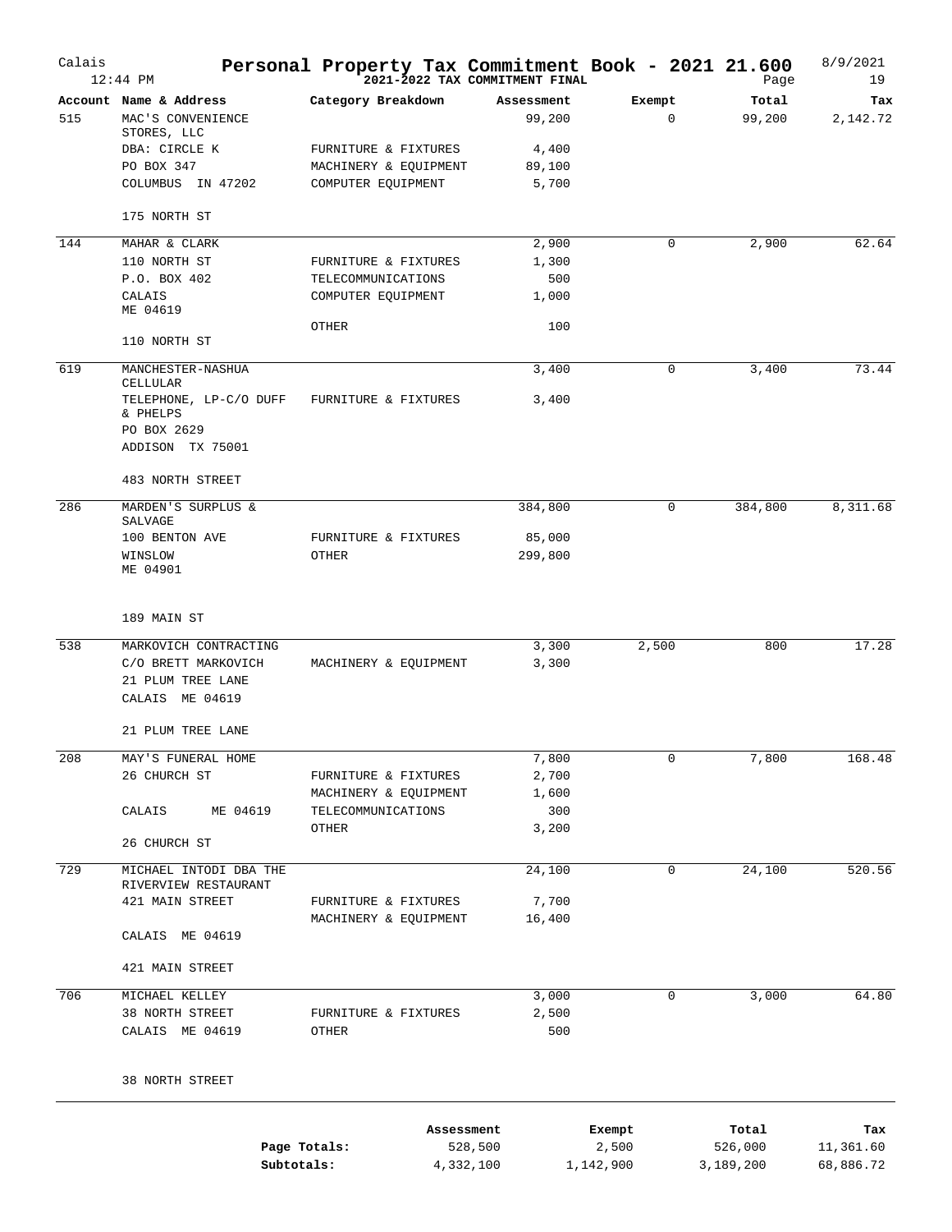# Calais — Personal Property Tax Commitment Book - 2021 21.600

12:44 PM — 2021-2022 TAX COMMITMENT FINAL — 8/9/2021

| Account | Name & Address | Category Breakdown | Assessment | Exempt | Total | Tax |
|---|---|---|---|---|---|---|
| 515 | MAC'S CONVENIENCE STORES, LLC | | 99,200 | 0 | 99,200 | 2,142.72 |
| | DBA: CIRCLE K | FURNITURE & FIXTURES | 4,400 | | | |
| | PO BOX 347 | MACHINERY & EQUIPMENT | 89,100 | | | |
| | COLUMBUS IN 47202 | COMPUTER EQUIPMENT | 5,700 | | | |
| | 175 NORTH ST | | | | | |
| 144 | MAHAR & CLARK | | 2,900 | 0 | 2,900 | 62.64 |
| | 110 NORTH ST | FURNITURE & FIXTURES | 1,300 | | | |
| | P.O. BOX 402 | TELECOMMUNICATIONS | 500 | | | |
| | CALAIS ME 04619 | COMPUTER EQUIPMENT | 1,000 | | | |
| | | OTHER | 100 | | | |
| | 110 NORTH ST | | | | | |
| 619 | MANCHESTER-NASHUA CELLULAR | | 3,400 | 0 | 3,400 | 73.44 |
| | TELEPHONE, LP-C/O DUFF & PHELPS | FURNITURE & FIXTURES | 3,400 | | | |
| | PO BOX 2629 | | | | | |
| | ADDISON TX 75001 | | | | | |
| | 483 NORTH STREET | | | | | |
| 286 | MARDEN'S SURPLUS & SALVAGE | | 384,800 | 0 | 384,800 | 8,311.68 |
| | 100 BENTON AVE | FURNITURE & FIXTURES | 85,000 | | | |
| | WINSLOW ME 04901 | OTHER | 299,800 | | | |
| | 189 MAIN ST | | | | | |
| 538 | MARKOVICH CONTRACTING | | 3,300 | 2,500 | 800 | 17.28 |
| | C/O BRETT MARKOVICH | MACHINERY & EQUIPMENT | 3,300 | | | |
| | 21 PLUM TREE LANE | | | | | |
| | CALAIS ME 04619 | | | | | |
| | 21 PLUM TREE LANE | | | | | |
| 208 | MAY'S FUNERAL HOME | | 7,800 | 0 | 7,800 | 168.48 |
| | 26 CHURCH ST | FURNITURE & FIXTURES | 2,700 | | | |
| | | MACHINERY & EQUIPMENT | 1,600 | | | |
| | CALAIS ME 04619 | TELECOMMUNICATIONS | 300 | | | |
| | | OTHER | 3,200 | | | |
| | 26 CHURCH ST | | | | | |
| 729 | MICHAEL INTODI DBA THE RIVERVIEW RESTAURANT | | 24,100 | 0 | 24,100 | 520.56 |
| | 421 MAIN STREET | FURNITURE & FIXTURES | 7,700 | | | |
| | | MACHINERY & EQUIPMENT | 16,400 | | | |
| | CALAIS ME 04619 | | | | | |
| | 421 MAIN STREET | | | | | |
| 706 | MICHAEL KELLEY | | 3,000 | 0 | 3,000 | 64.80 |
| | 38 NORTH STREET | FURNITURE & FIXTURES | 2,500 | | | |
| | CALAIS ME 04619 | OTHER | 500 | | | |
| | 38 NORTH STREET | | | | | |

| | Assessment | Exempt | Total | Tax |
|---|---|---|---|---|
| Page Totals: | 528,500 | 2,500 | 526,000 | 11,361.60 |
| Subtotals: | 4,332,100 | 1,142,900 | 3,189,200 | 68,886.72 |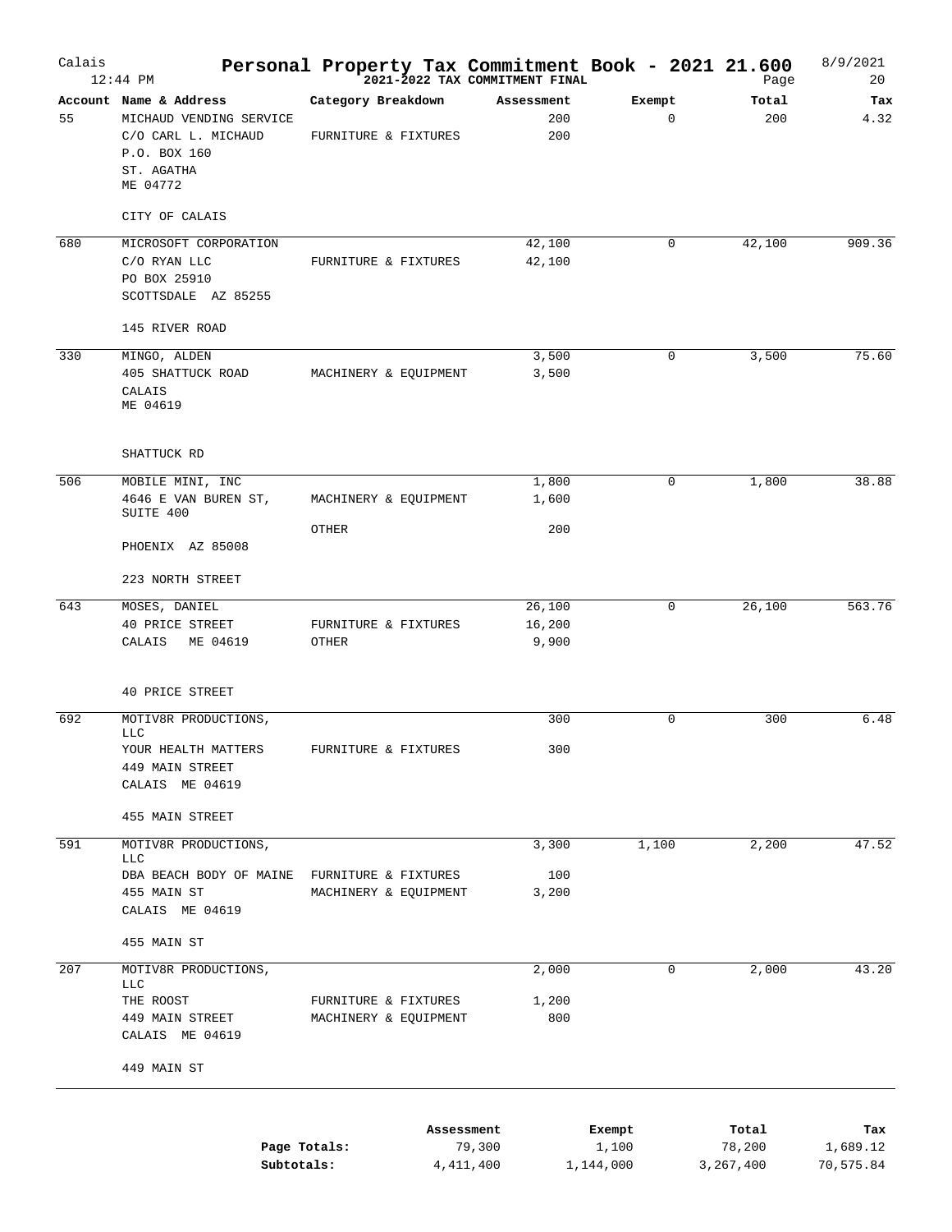# Personal Property Tax Commitment Book - 2021 21.600

Calais 12:44 PM — 2021-2022 TAX COMMITMENT FINAL — 8/9/2021

| Account | Name & Address | Category Breakdown | Assessment | Exempt | Total | Tax |
|---|---|---|---|---|---|---|
| 55 | MICHAUD VENDING SERVICE | | 200 | 0 | 200 | 4.32 |
| | C/O CARL L. MICHAUD | FURNITURE & FIXTURES | 200 | | | |
| | P.O. BOX 160 | | | | | |
| | ST. AGATHA | | | | | |
| | ME 04772 | | | | | |
| | CITY OF CALAIS | | | | | |
| 680 | MICROSOFT CORPORATION | | 42,100 | 0 | 42,100 | 909.36 |
| | C/O RYAN LLC | FURNITURE & FIXTURES | 42,100 | | | |
| | PO BOX 25910 | | | | | |
| | SCOTTSDALE AZ 85255 | | | | | |
| | 145 RIVER ROAD | | | | | |
| 330 | MINGO, ALDEN | | 3,500 | 0 | 3,500 | 75.60 |
| | 405 SHATTUCK ROAD | MACHINERY & EQUIPMENT | 3,500 | | | |
| | CALAIS | | | | | |
| | ME 04619 | | | | | |
| | SHATTUCK RD | | | | | |
| 506 | MOBILE MINI, INC | | 1,800 | 0 | 1,800 | 38.88 |
| | 4646 E VAN BUREN ST, SUITE 400 | MACHINERY & EQUIPMENT | 1,600 | | | |
| | | OTHER | 200 | | | |
| | PHOENIX AZ 85008 | | | | | |
| | 223 NORTH STREET | | | | | |
| 643 | MOSES, DANIEL | | 26,100 | 0 | 26,100 | 563.76 |
| | 40 PRICE STREET | FURNITURE & FIXTURES | 16,200 | | | |
| | CALAIS ME 04619 | OTHER | 9,900 | | | |
| | 40 PRICE STREET | | | | | |
| 692 | MOTIV8R PRODUCTIONS, LLC | | 300 | 0 | 300 | 6.48 |
| | YOUR HEALTH MATTERS | FURNITURE & FIXTURES | 300 | | | |
| | 449 MAIN STREET | | | | | |
| | CALAIS ME 04619 | | | | | |
| | 455 MAIN STREET | | | | | |
| 591 | MOTIV8R PRODUCTIONS, LLC | | 3,300 | 1,100 | 2,200 | 47.52 |
| | DBA BEACH BODY OF MAINE | FURNITURE & FIXTURES | 100 | | | |
| | 455 MAIN ST | MACHINERY & EQUIPMENT | 3,200 | | | |
| | CALAIS ME 04619 | | | | | |
| | 455 MAIN ST | | | | | |
| 207 | MOTIV8R PRODUCTIONS, LLC | | 2,000 | 0 | 2,000 | 43.20 |
| | THE ROOST | FURNITURE & FIXTURES | 1,200 | | | |
| | 449 MAIN STREET | MACHINERY & EQUIPMENT | 800 | | | |
| | CALAIS ME 04619 | | | | | |
| | 449 MAIN ST | | | | | |

| | Assessment | Exempt | Total | Tax |
|---|---|---|---|---|
| **Page Totals:** | 79,300 | 1,100 | 78,200 | 1,689.12 |
| **Subtotals:** | 4,411,400 | 1,144,000 | 3,267,400 | 70,575.84 |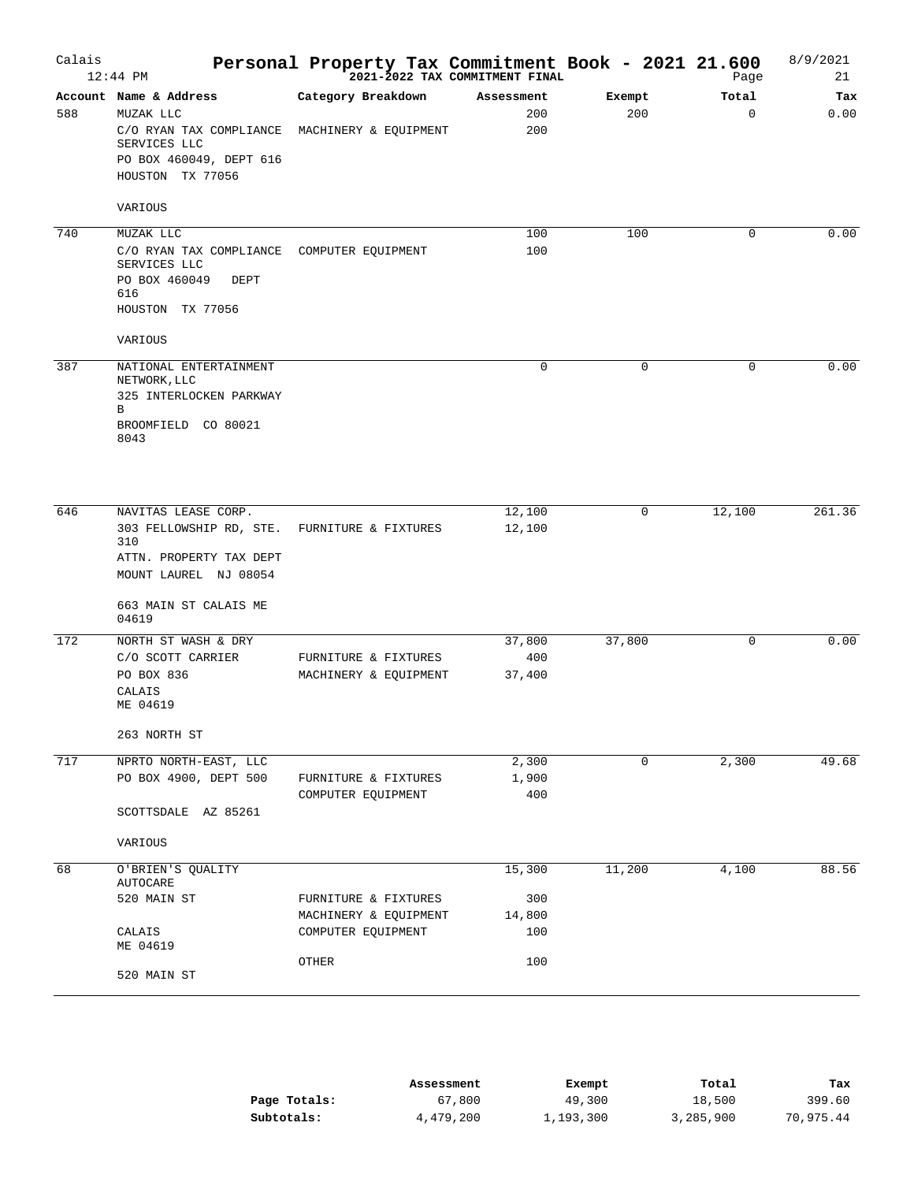# Personal Property Tax Commitment Book - 2021 21.600

Calais — 12:44 PM — 2021-2022 TAX COMMITMENT FINAL — 8/9/2021 — Page 21

| Account | Name & Address | Category Breakdown | Assessment | Exempt | Total | Tax |
|---|---|---|---|---|---|---|
| 588 | MUZAK LLC | | 200 | 200 | 0 | 0.00 |
| | C/O RYAN TAX COMPLIANCE SERVICES LLC | MACHINERY & EQUIPMENT | 200 | | | |
| | PO BOX 460049, DEPT 616 | | | | | |
| | HOUSTON TX 77056 | | | | | |
| | VARIOUS | | | | | |
| 740 | MUZAK LLC | | 100 | 100 | 0 | 0.00 |
| | C/O RYAN TAX COMPLIANCE SERVICES LLC | COMPUTER EQUIPMENT | 100 | | | |
| | PO BOX 460049 DEPT 616 | | | | | |
| | HOUSTON TX 77056 | | | | | |
| | VARIOUS | | | | | |
| 387 | NATIONAL ENTERTAINMENT NETWORK, LLC | | 0 | 0 | 0 | 0.00 |
| | 325 INTERLOCKEN PARKWAY B | | | | | |
| | BROOMFIELD CO 80021 8043 | | | | | |
| 646 | NAVITAS LEASE CORP. | | 12,100 | 0 | 12,100 | 261.36 |
| | 303 FELLOWSHIP RD, STE. 310 | FURNITURE & FIXTURES | 12,100 | | | |
| | ATTN. PROPERTY TAX DEPT | | | | | |
| | MOUNT LAUREL NJ 08054 | | | | | |
| | 663 MAIN ST CALAIS ME 04619 | | | | | |
| 172 | NORTH ST WASH & DRY | | 37,800 | 37,800 | 0 | 0.00 |
| | C/O SCOTT CARRIER | FURNITURE & FIXTURES | 400 | | | |
| | PO BOX 836 | MACHINERY & EQUIPMENT | 37,400 | | | |
| | CALAIS ME 04619 | | | | | |
| | 263 NORTH ST | | | | | |
| 717 | NPRTO NORTH-EAST, LLC | | 2,300 | 0 | 2,300 | 49.68 |
| | PO BOX 4900, DEPT 500 | FURNITURE & FIXTURES | 1,900 | | | |
| | | COMPUTER EQUIPMENT | 400 | | | |
| | SCOTTSDALE AZ 85261 | | | | | |
| | VARIOUS | | | | | |
| 68 | O'BRIEN'S QUALITY AUTOCARE | | 15,300 | 11,200 | 4,100 | 88.56 |
| | 520 MAIN ST | FURNITURE & FIXTURES | 300 | | | |
| | | MACHINERY & EQUIPMENT | 14,800 | | | |
| | CALAIS ME 04619 | COMPUTER EQUIPMENT | 100 | | | |
| | | OTHER | 100 | | | |
| | 520 MAIN ST | | | | | |

| | Assessment | Exempt | Total | Tax |
|---|---|---|---|---|
| **Page Totals:** | 67,800 | 49,300 | 18,500 | 399.60 |
| **Subtotals:** | 4,479,200 | 1,193,300 | 3,285,900 | 70,975.44 |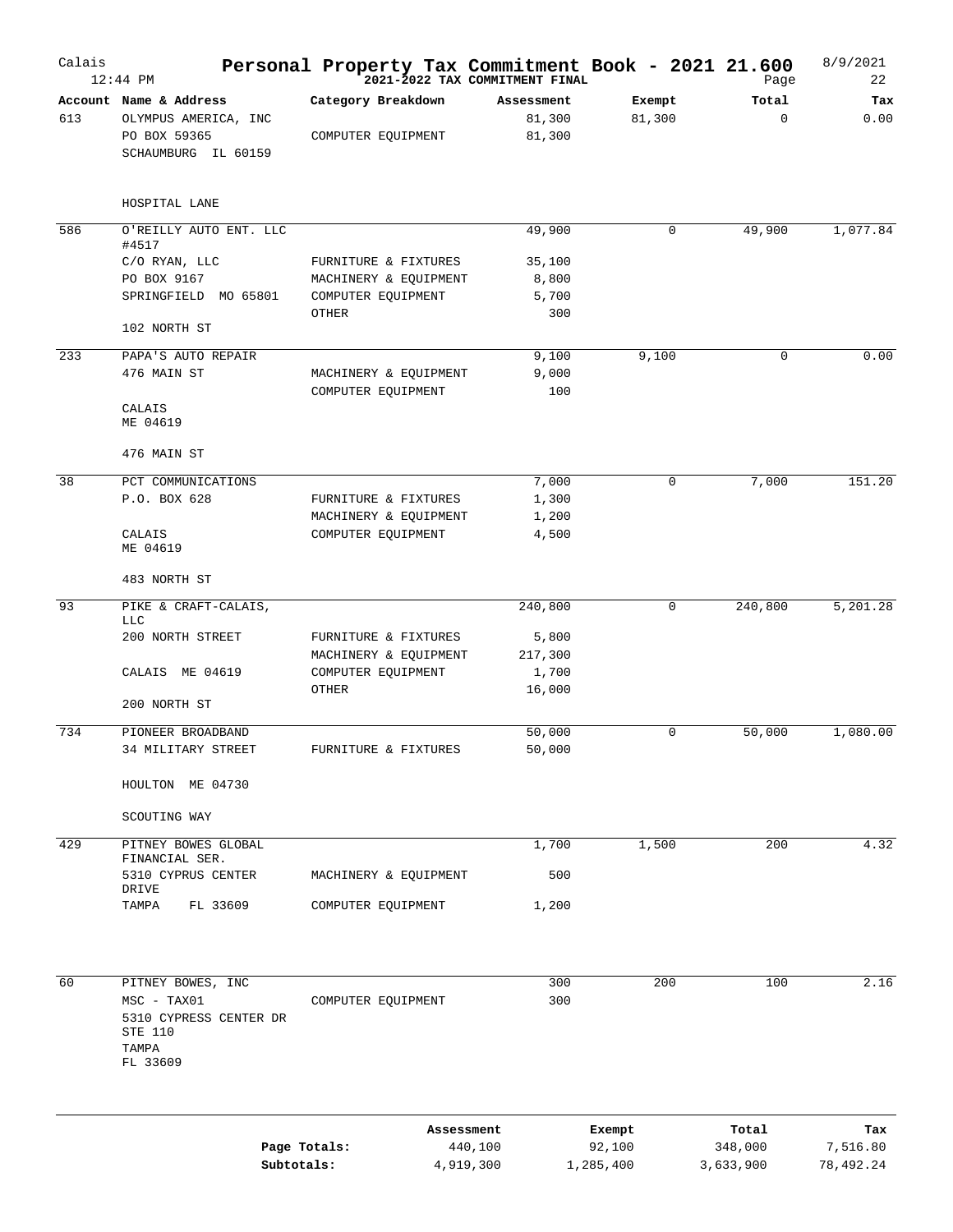# Calais — Personal Property Tax Commitment Book - 2021 21.600

12:44 PM — 2021-2022 TAX COMMITMENT FINAL — 8/9/2021

| Account | Name & Address | Category Breakdown | Assessment | Exempt | Total | Tax |
|---|---|---|---|---|---|---|
| 613 | OLYMPUS AMERICA, INC | | 81,300 | 81,300 | 0 | 0.00 |
| | PO BOX 59365 | COMPUTER EQUIPMENT | 81,300 | | | |
| | SCHAUMBURG IL 60159 | | | | | |
| | HOSPITAL LANE | | | | | |
| 586 | O'REILLY AUTO ENT. LLC #4517 | | 49,900 | 0 | 49,900 | 1,077.84 |
| | C/O RYAN, LLC | FURNITURE & FIXTURES | 35,100 | | | |
| | PO BOX 9167 | MACHINERY & EQUIPMENT | 8,800 | | | |
| | SPRINGFIELD MO 65801 | COMPUTER EQUIPMENT | 5,700 | | | |
| | | OTHER | 300 | | | |
| | 102 NORTH ST | | | | | |
| 233 | PAPA'S AUTO REPAIR | | 9,100 | 9,100 | 0 | 0.00 |
| | 476 MAIN ST | MACHINERY & EQUIPMENT | 9,000 | | | |
| | | COMPUTER EQUIPMENT | 100 | | | |
| | CALAIS ME 04619 | | | | | |
| | 476 MAIN ST | | | | | |
| 38 | PCT COMMUNICATIONS | | 7,000 | 0 | 7,000 | 151.20 |
| | P.O. BOX 628 | FURNITURE & FIXTURES | 1,300 | | | |
| | | MACHINERY & EQUIPMENT | 1,200 | | | |
| | CALAIS ME 04619 | COMPUTER EQUIPMENT | 4,500 | | | |
| | 483 NORTH ST | | | | | |
| 93 | PIKE & CRAFT-CALAIS, LLC | | 240,800 | 0 | 240,800 | 5,201.28 |
| | 200 NORTH STREET | FURNITURE & FIXTURES | 5,800 | | | |
| | | MACHINERY & EQUIPMENT | 217,300 | | | |
| | CALAIS ME 04619 | COMPUTER EQUIPMENT | 1,700 | | | |
| | | OTHER | 16,000 | | | |
| | 200 NORTH ST | | | | | |
| 734 | PIONEER BROADBAND | | 50,000 | 0 | 50,000 | 1,080.00 |
| | 34 MILITARY STREET | FURNITURE & FIXTURES | 50,000 | | | |
| | HOULTON ME 04730 | | | | | |
| | SCOUTING WAY | | | | | |
| 429 | PITNEY BOWES GLOBAL FINANCIAL SER. | | 1,700 | 1,500 | 200 | 4.32 |
| | 5310 CYPRUS CENTER DRIVE | MACHINERY & EQUIPMENT | 500 | | | |
| | TAMPA FL 33609 | COMPUTER EQUIPMENT | 1,200 | | | |
| 60 | PITNEY BOWES, INC | | 300 | 200 | 100 | 2.16 |
| | MSC - TAX01 | COMPUTER EQUIPMENT | 300 | | | |
| | 5310 CYPRESS CENTER DR STE 110 | | | | | |
| | TAMPA FL 33609 | | | | | |

| | Assessment | Exempt | Total | Tax |
|---|---|---|---|---|
| **Page Totals:** | 440,100 | 92,100 | 348,000 | 7,516.80 |
| **Subtotals:** | 4,919,300 | 1,285,400 | 3,633,900 | 78,492.24 |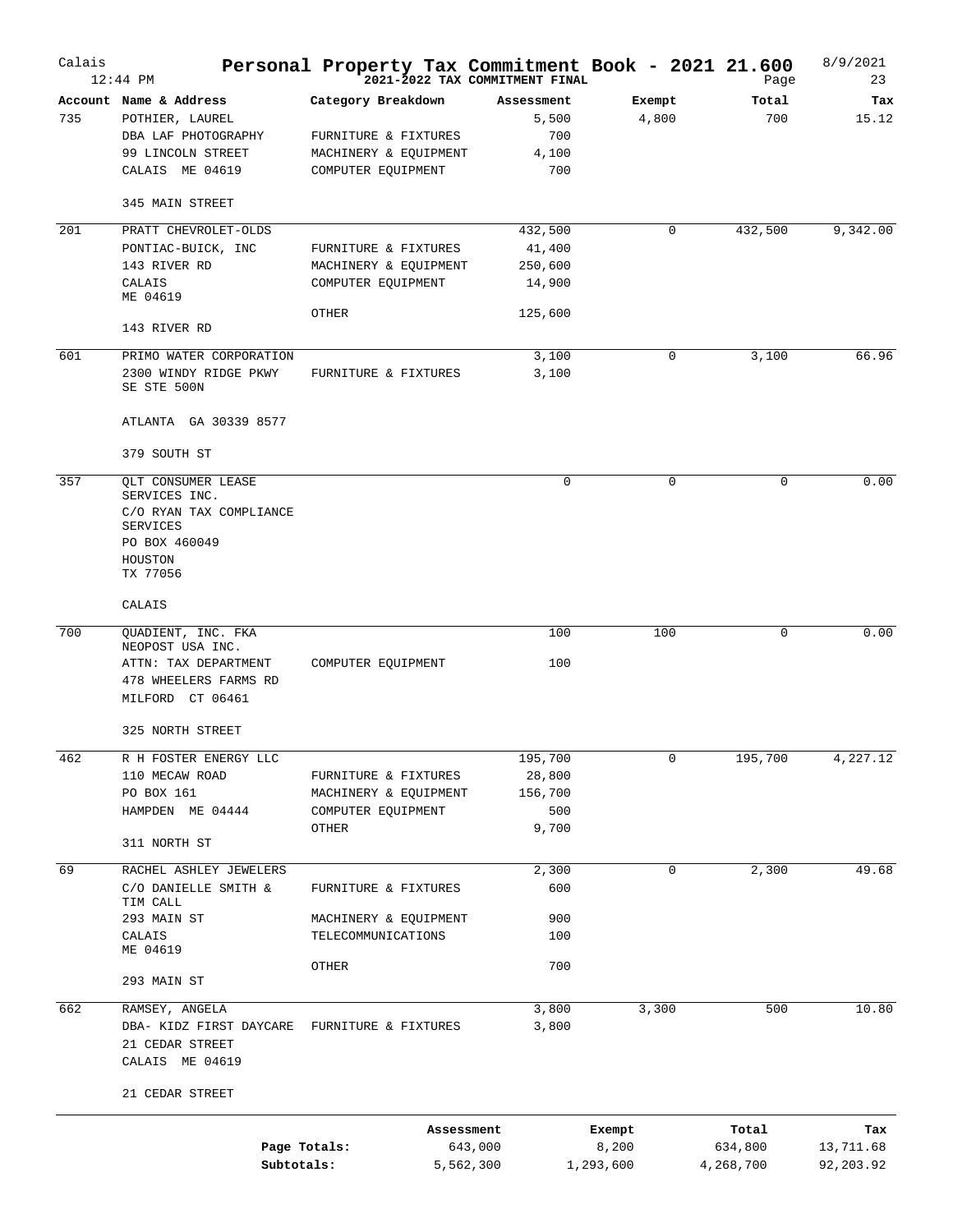# Personal Property Tax Commitment Book - 2021 21.600

**2021-2022 TAX COMMITMENT FINAL**

Calais, 12:44 PM — 8/9/2021 — Page 23

| Account | Name & Address | Category Breakdown | Assessment | Exempt | Total | Tax |
|---|---|---|---|---|---|---|
| 735 | POTHIER, LAUREL | | 5,500 | 4,800 | 700 | 15.12 |
| | DBA LAF PHOTOGRAPHY | FURNITURE & FIXTURES | 700 | | | |
| | 99 LINCOLN STREET | MACHINERY & EQUIPMENT | 4,100 | | | |
| | CALAIS ME 04619 | COMPUTER EQUIPMENT | 700 | | | |
| | 345 MAIN STREET | | | | | |
| 201 | PRATT CHEVROLET-OLDS | | 432,500 | 0 | 432,500 | 9,342.00 |
| | PONTIAC-BUICK, INC | FURNITURE & FIXTURES | 41,400 | | | |
| | 143 RIVER RD | MACHINERY & EQUIPMENT | 250,600 | | | |
| | CALAIS ME 04619 | COMPUTER EQUIPMENT | 14,900 | | | |
| | | OTHER | 125,600 | | | |
| | 143 RIVER RD | | | | | |
| 601 | PRIMO WATER CORPORATION | | 3,100 | 0 | 3,100 | 66.96 |
| | 2300 WINDY RIDGE PKWY SE STE 500N | FURNITURE & FIXTURES | 3,100 | | | |
| | ATLANTA GA 30339 8577 | | | | | |
| | 379 SOUTH ST | | | | | |
| 357 | QLT CONSUMER LEASE SERVICES INC. | | 0 | 0 | 0 | 0.00 |
| | C/O RYAN TAX COMPLIANCE SERVICES | | | | | |
| | PO BOX 460049 | | | | | |
| | HOUSTON TX 77056 | | | | | |
| | CALAIS | | | | | |
| 700 | QUADIENT, INC. FKA NEOPOST USA INC. | | 100 | 100 | 0 | 0.00 |
| | ATTN: TAX DEPARTMENT | COMPUTER EQUIPMENT | 100 | | | |
| | 478 WHEELERS FARMS RD | | | | | |
| | MILFORD CT 06461 | | | | | |
| | 325 NORTH STREET | | | | | |
| 462 | R H FOSTER ENERGY LLC | | 195,700 | 0 | 195,700 | 4,227.12 |
| | 110 MECAW ROAD | FURNITURE & FIXTURES | 28,800 | | | |
| | PO BOX 161 | MACHINERY & EQUIPMENT | 156,700 | | | |
| | HAMPDEN ME 04444 | COMPUTER EQUIPMENT | 500 | | | |
| | | OTHER | 9,700 | | | |
| | 311 NORTH ST | | | | | |
| 69 | RACHEL ASHLEY JEWELERS | | 2,300 | 0 | 2,300 | 49.68 |
| | C/O DANIELLE SMITH & TIM CALL | FURNITURE & FIXTURES | 600 | | | |
| | 293 MAIN ST | MACHINERY & EQUIPMENT | 900 | | | |
| | CALAIS ME 04619 | TELECOMMUNICATIONS | 100 | | | |
| | | OTHER | 700 | | | |
| | 293 MAIN ST | | | | | |
| 662 | RAMSEY, ANGELA | | 3,800 | 3,300 | 500 | 10.80 |
| | DBA- KIDZ FIRST DAYCARE | FURNITURE & FIXTURES | 3,800 | | | |
| | 21 CEDAR STREET | | | | | |
| | CALAIS ME 04619 | | | | | |
| | 21 CEDAR STREET | | | | | |

| | Assessment | Exempt | Total | Tax |
|---|---|---|---|---|
| Page Totals: | 643,000 | 8,200 | 634,800 | 13,711.68 |
| Subtotals: | 5,562,300 | 1,293,600 | 4,268,700 | 92,203.92 |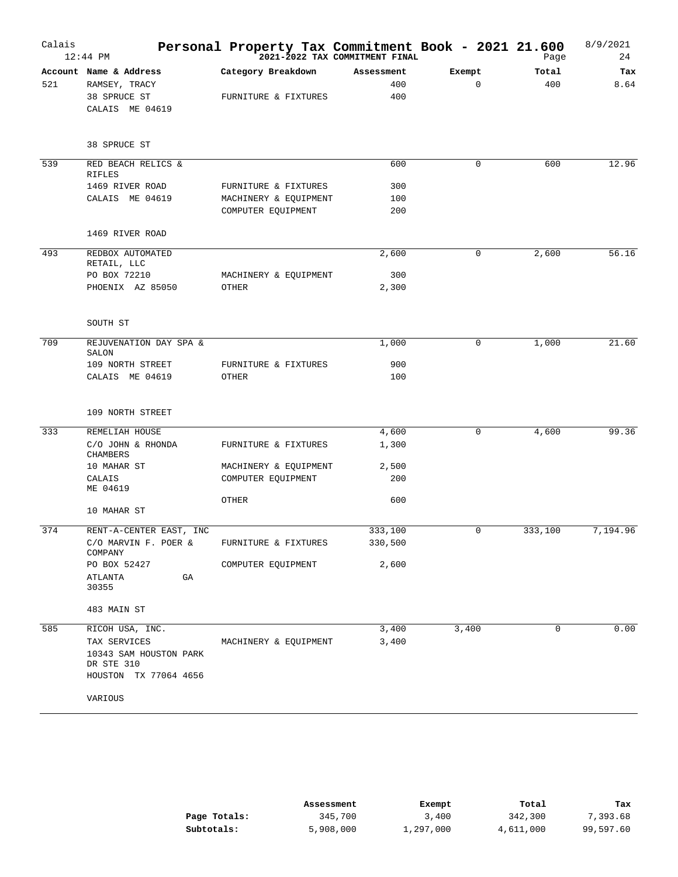# Calais — Personal Property Tax Commitment Book - 2021 21.600

**2021-2022 TAX COMMITMENT FINAL**

12:44 PM — 8/9/2021

| Account | Name & Address | Category Breakdown | Assessment | Exempt | Total | Tax |
|---|---|---|---|---|---|---|
| 521 | RAMSEY, TRACY | | 400 | 0 | 400 | 8.64 |
| | 38 SPRUCE ST | FURNITURE & FIXTURES | 400 | | | |
| | CALAIS ME 04619 | | | | | |
| | 38 SPRUCE ST | | | | | |
| 539 | RED BEACH RELICS & RIFLES | | 600 | 0 | 600 | 12.96 |
| | 1469 RIVER ROAD | FURNITURE & FIXTURES | 300 | | | |
| | CALAIS ME 04619 | MACHINERY & EQUIPMENT | 100 | | | |
| | | COMPUTER EQUIPMENT | 200 | | | |
| | 1469 RIVER ROAD | | | | | |
| 493 | REDBOX AUTOMATED RETAIL, LLC | | 2,600 | 0 | 2,600 | 56.16 |
| | PO BOX 72210 | MACHINERY & EQUIPMENT | 300 | | | |
| | PHOENIX AZ 85050 | OTHER | 2,300 | | | |
| | SOUTH ST | | | | | |
| 709 | REJUVENATION DAY SPA & SALON | | 1,000 | 0 | 1,000 | 21.60 |
| | 109 NORTH STREET | FURNITURE & FIXTURES | 900 | | | |
| | CALAIS ME 04619 | OTHER | 100 | | | |
| | 109 NORTH STREET | | | | | |
| 333 | REMELIAH HOUSE | | 4,600 | 0 | 4,600 | 99.36 |
| | C/O JOHN & RHONDA CHAMBERS | FURNITURE & FIXTURES | 1,300 | | | |
| | 10 MAHAR ST | MACHINERY & EQUIPMENT | 2,500 | | | |
| | CALAIS ME 04619 | COMPUTER EQUIPMENT | 200 | | | |
| | | OTHER | 600 | | | |
| | 10 MAHAR ST | | | | | |
| 374 | RENT-A-CENTER EAST, INC | | 333,100 | 0 | 333,100 | 7,194.96 |
| | C/O MARVIN F. POER & COMPANY | FURNITURE & FIXTURES | 330,500 | | | |
| | PO BOX 52427 | COMPUTER EQUIPMENT | 2,600 | | | |
| | ATLANTA GA 30355 | | | | | |
| | 483 MAIN ST | | | | | |
| 585 | RICOH USA, INC. | | 3,400 | 3,400 | 0 | 0.00 |
| | TAX SERVICES | MACHINERY & EQUIPMENT | 3,400 | | | |
| | 10343 SAM HOUSTON PARK DR STE 310 | | | | | |
| | HOUSTON TX 77064 4656 | | | | | |
| | VARIOUS | | | | | |

| | Assessment | Exempt | Total | Tax |
|---|---|---|---|---|
| **Page Totals:** | 345,700 | 3,400 | 342,300 | 7,393.68 |
| **Subtotals:** | 5,908,000 | 1,297,000 | 4,611,000 | 99,597.60 |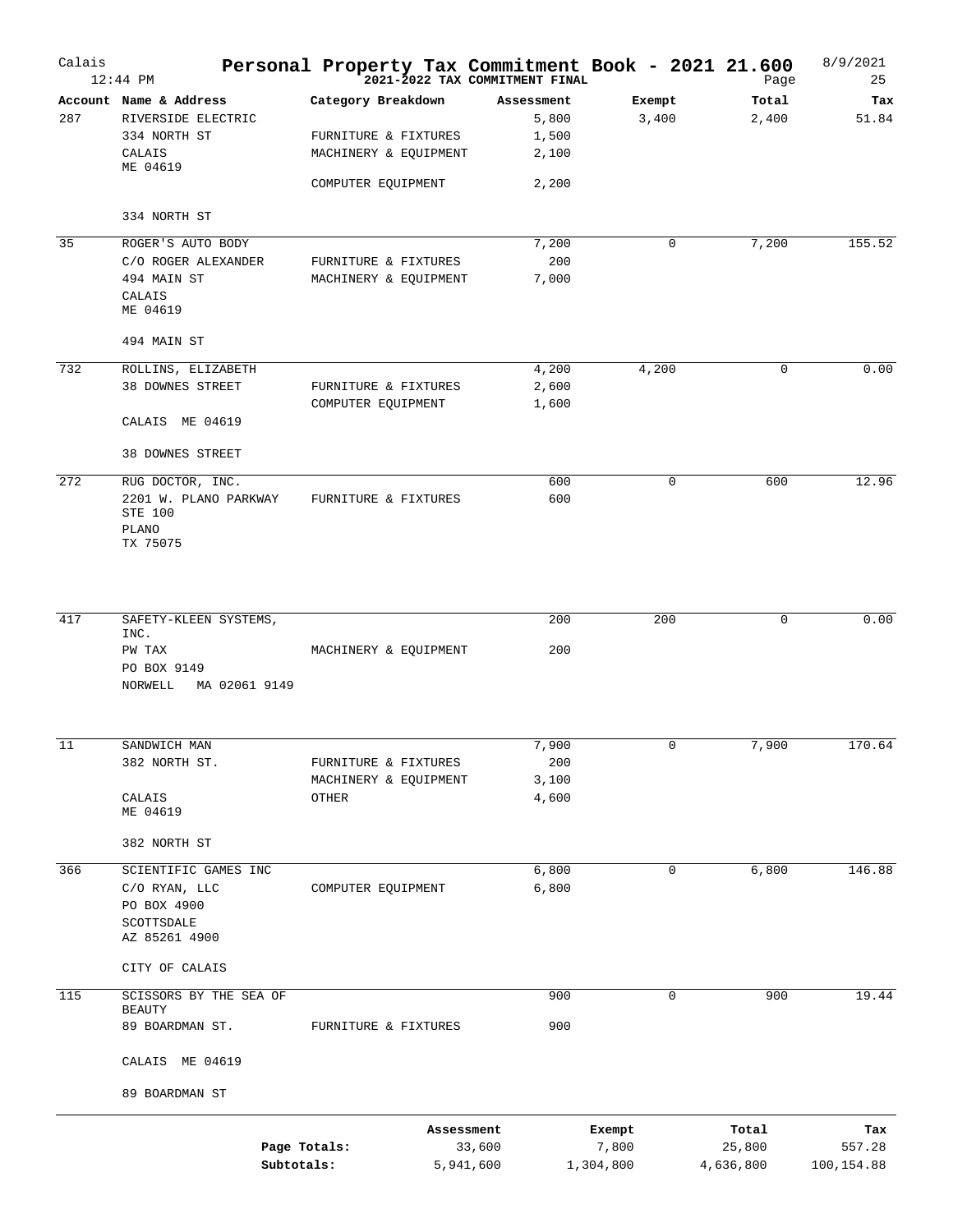# Personal Property Tax Commitment Book - 2021 21.600

Calais — 12:44 PM — 2021-2022 TAX COMMITMENT FINAL — 8/9/2021 — Page 25

| Account | Name & Address | Category Breakdown | Assessment | Exempt | Total | Tax |
|---|---|---|---|---|---|---|
| 287 | RIVERSIDE ELECTRIC | | 5,800 | 3,400 | 2,400 | 51.84 |
| | 334 NORTH ST | FURNITURE & FIXTURES | 1,500 | | | |
| | CALAIS ME 04619 | MACHINERY & EQUIPMENT | 2,100 | | | |
| | | COMPUTER EQUIPMENT | 2,200 | | | |
| | 334 NORTH ST | | | | | |
| 35 | ROGER'S AUTO BODY | | 7,200 | 0 | 7,200 | 155.52 |
| | C/O ROGER ALEXANDER | FURNITURE & FIXTURES | 200 | | | |
| | 494 MAIN ST | MACHINERY & EQUIPMENT | 7,000 | | | |
| | CALAIS ME 04619 | | | | | |
| | 494 MAIN ST | | | | | |
| 732 | ROLLINS, ELIZABETH | | 4,200 | 4,200 | 0 | 0.00 |
| | 38 DOWNES STREET | FURNITURE & FIXTURES | 2,600 | | | |
| | | COMPUTER EQUIPMENT | 1,600 | | | |
| | CALAIS ME 04619 | | | | | |
| | 38 DOWNES STREET | | | | | |
| 272 | RUG DOCTOR, INC. | | 600 | 0 | 600 | 12.96 |
| | 2201 W. PLANO PARKWAY STE 100 | FURNITURE & FIXTURES | 600 | | | |
| | PLANO TX 75075 | | | | | |
| 417 | SAFETY-KLEEN SYSTEMS, INC. | | 200 | 200 | 0 | 0.00 |
| | PW TAX | MACHINERY & EQUIPMENT | 200 | | | |
| | PO BOX 9149 | | | | | |
| | NORWELL MA 02061 9149 | | | | | |
| 11 | SANDWICH MAN | | 7,900 | 0 | 7,900 | 170.64 |
| | 382 NORTH ST. | FURNITURE & FIXTURES | 200 | | | |
| | | MACHINERY & EQUIPMENT | 3,100 | | | |
| | CALAIS ME 04619 | OTHER | 4,600 | | | |
| | 382 NORTH ST | | | | | |
| 366 | SCIENTIFIC GAMES INC | | 6,800 | 0 | 6,800 | 146.88 |
| | C/O RYAN, LLC | COMPUTER EQUIPMENT | 6,800 | | | |
| | PO BOX 4900 | | | | | |
| | SCOTTSDALE AZ 85261 4900 | | | | | |
| | CITY OF CALAIS | | | | | |
| 115 | SCISSORS BY THE SEA OF BEAUTY | | 900 | 0 | 900 | 19.44 |
| | 89 BOARDMAN ST. | FURNITURE & FIXTURES | 900 | | | |
| | CALAIS ME 04619 | | | | | |
| | 89 BOARDMAN ST | | | | | |

| | Assessment | Exempt | Total | Tax |
|---|---|---|---|---|
| Page Totals: | 33,600 | 7,800 | 25,800 | 557.28 |
| Subtotals: | 5,941,600 | 1,304,800 | 4,636,800 | 100,154.88 |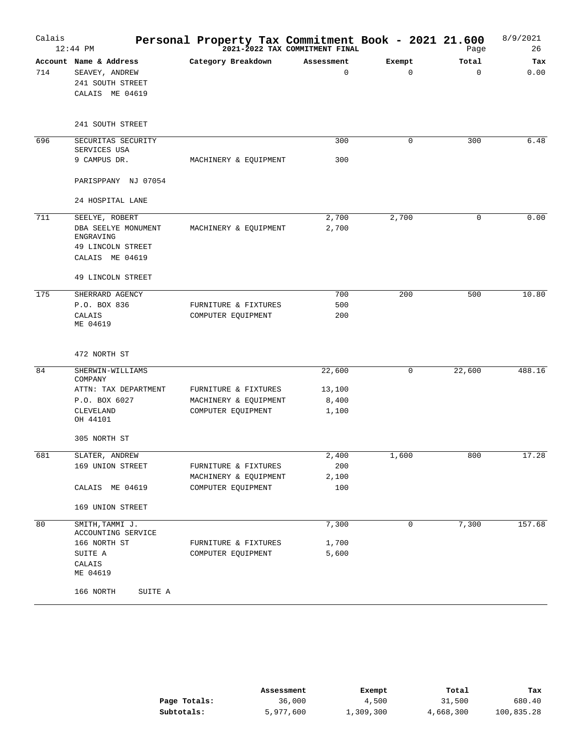# Personal Property Tax Commitment Book - 2021 21.600

Calais

2021-2022 TAX COMMITMENT FINAL

12:44 PM — 8/9/2021 — Page 26

| Account | Name & Address | Category Breakdown | Assessment | Exempt | Total | Tax |
|---|---|---|---|---|---|---|
| 714 | SEAVEY, ANDREW<br>241 SOUTH STREET<br>CALAIS ME 04619<br><br>241 SOUTH STREET | | 0 | 0 | 0 | 0.00 |
| 696 | SECURITAS SECURITY SERVICES USA<br>9 CAMPUS DR.<br>PARISPPANY NJ 07054<br><br>24 HOSPITAL LANE | MACHINERY & EQUIPMENT | 300<br>300 | 0 | 300 | 6.48 |
| 711 | SEELYE, ROBERT<br>DBA SEELYE MONUMENT ENGRAVING<br>49 LINCOLN STREET<br>CALAIS ME 04619<br><br>49 LINCOLN STREET | MACHINERY & EQUIPMENT | 2,700<br>2,700 | 2,700 | 0 | 0.00 |
| 175 | SHERRARD AGENCY<br>P.O. BOX 836<br>CALAIS<br>ME 04619<br><br>472 NORTH ST | FURNITURE & FIXTURES<br>COMPUTER EQUIPMENT | 700<br>500<br>200 | 200 | 500 | 10.80 |
| 84 | SHERWIN-WILLIAMS COMPANY<br>ATTN: TAX DEPARTMENT<br>P.O. BOX 6027<br>CLEVELAND<br>OH 44101<br><br>305 NORTH ST | FURNITURE & FIXTURES<br>MACHINERY & EQUIPMENT<br>COMPUTER EQUIPMENT | 22,600<br>13,100<br>8,400<br>1,100 | 0 | 22,600 | 488.16 |
| 681 | SLATER, ANDREW<br>169 UNION STREET<br>CALAIS ME 04619<br><br>169 UNION STREET | FURNITURE & FIXTURES<br>MACHINERY & EQUIPMENT<br>COMPUTER EQUIPMENT | 2,400<br>200<br>2,100<br>100 | 1,600 | 800 | 17.28 |
| 80 | SMITH, TAMMI J.<br>ACCOUNTING SERVICE<br>166 NORTH ST<br>SUITE A<br>CALAIS<br>ME 04619<br><br>166 NORTH SUITE A | FURNITURE & FIXTURES<br>COMPUTER EQUIPMENT | 7,300<br>1,700<br>5,600 | 0 | 7,300 | 157.68 |

| | Assessment | Exempt | Total | Tax |
|---|---|---|---|---|
| **Page Totals:** | 36,000 | 4,500 | 31,500 | 680.40 |
| **Subtotals:** | 5,977,600 | 1,309,300 | 4,668,300 | 100,835.28 |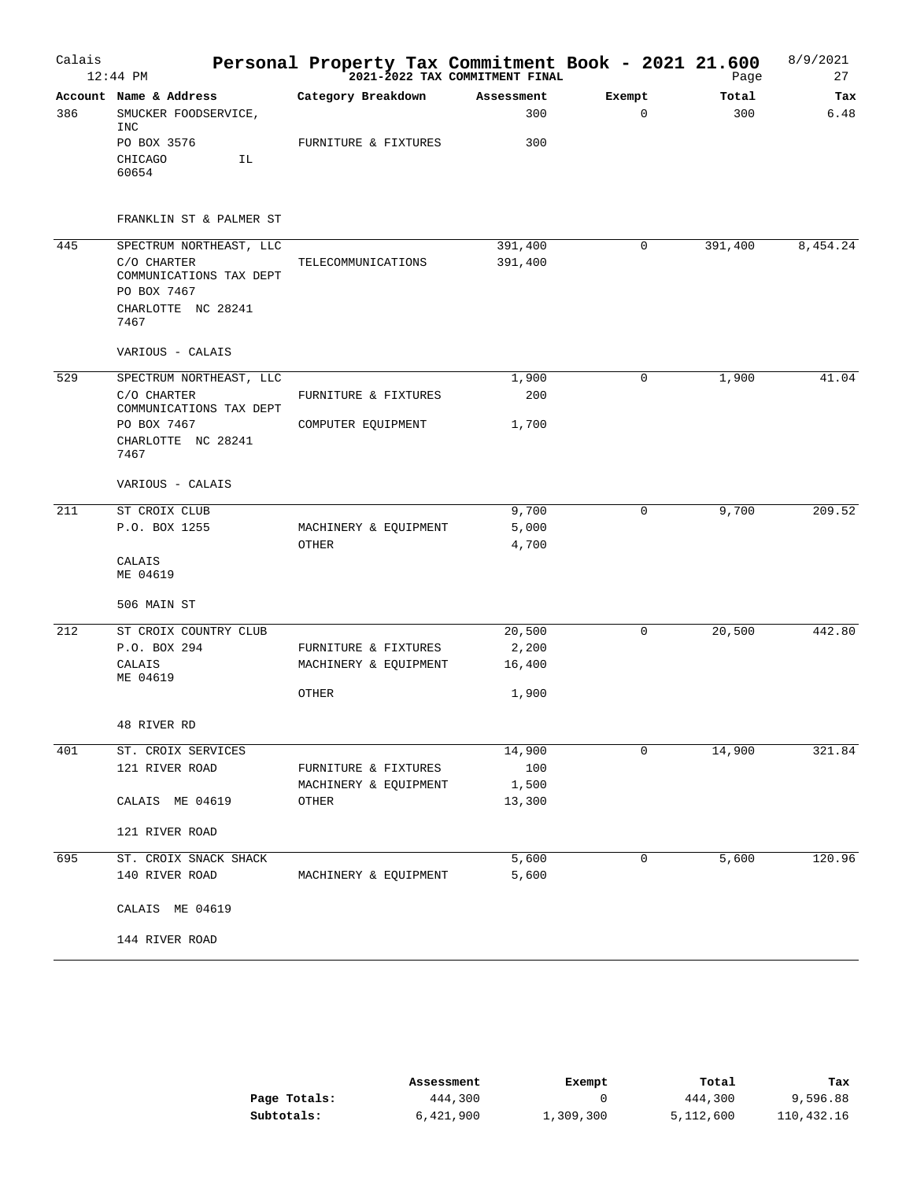# Personal Property Tax Commitment Book - 2021 21.600

Calais
12:44 PM

2021-2022 TAX COMMITMENT FINAL

8/9/2021

| Account | Name & Address | Category Breakdown | Assessment | Exempt | Total | Tax |
|---|---|---|---|---|---|---|
| 386 | SMUCKER FOODSERVICE, INC | | 300 | 0 | 300 | 6.48 |
| | PO BOX 3576 | FURNITURE & FIXTURES | 300 | | | |
| | CHICAGO IL 60654 | | | | | |
| | FRANKLIN ST & PALMER ST | | | | | |
| 445 | SPECTRUM NORTHEAST, LLC | | 391,400 | 0 | 391,400 | 8,454.24 |
| | C/O CHARTER COMMUNICATIONS TAX DEPT | TELECOMMUNICATIONS | 391,400 | | | |
| | PO BOX 7467 | | | | | |
| | CHARLOTTE NC 28241 7467 | | | | | |
| | VARIOUS - CALAIS | | | | | |
| 529 | SPECTRUM NORTHEAST, LLC | | 1,900 | 0 | 1,900 | 41.04 |
| | C/O CHARTER COMMUNICATIONS TAX DEPT | FURNITURE & FIXTURES | 200 | | | |
| | PO BOX 7467 | COMPUTER EQUIPMENT | 1,700 | | | |
| | CHARLOTTE NC 28241 7467 | | | | | |
| | VARIOUS - CALAIS | | | | | |
| 211 | ST CROIX CLUB | | 9,700 | 0 | 9,700 | 209.52 |
| | P.O. BOX 1255 | MACHINERY & EQUIPMENT | 5,000 | | | |
| | | OTHER | 4,700 | | | |
| | CALAIS ME 04619 | | | | | |
| | 506 MAIN ST | | | | | |
| 212 | ST CROIX COUNTRY CLUB | | 20,500 | 0 | 20,500 | 442.80 |
| | P.O. BOX 294 | FURNITURE & FIXTURES | 2,200 | | | |
| | CALAIS ME 04619 | MACHINERY & EQUIPMENT | 16,400 | | | |
| | | OTHER | 1,900 | | | |
| | 48 RIVER RD | | | | | |
| 401 | ST. CROIX SERVICES | | 14,900 | 0 | 14,900 | 321.84 |
| | 121 RIVER ROAD | FURNITURE & FIXTURES | 100 | | | |
| | | MACHINERY & EQUIPMENT | 1,500 | | | |
| | CALAIS ME 04619 | OTHER | 13,300 | | | |
| | 121 RIVER ROAD | | | | | |
| 695 | ST. CROIX SNACK SHACK | | 5,600 | 0 | 5,600 | 120.96 |
| | 140 RIVER ROAD | MACHINERY & EQUIPMENT | 5,600 | | | |
| | CALAIS ME 04619 | | | | | |
| | 144 RIVER ROAD | | | | | |

| | Assessment | Exempt | Total | Tax |
|---|---|---|---|---|
| **Page Totals:** | 444,300 | 0 | 444,300 | 9,596.88 |
| **Subtotals:** | 6,421,900 | 1,309,300 | 5,112,600 | 110,432.16 |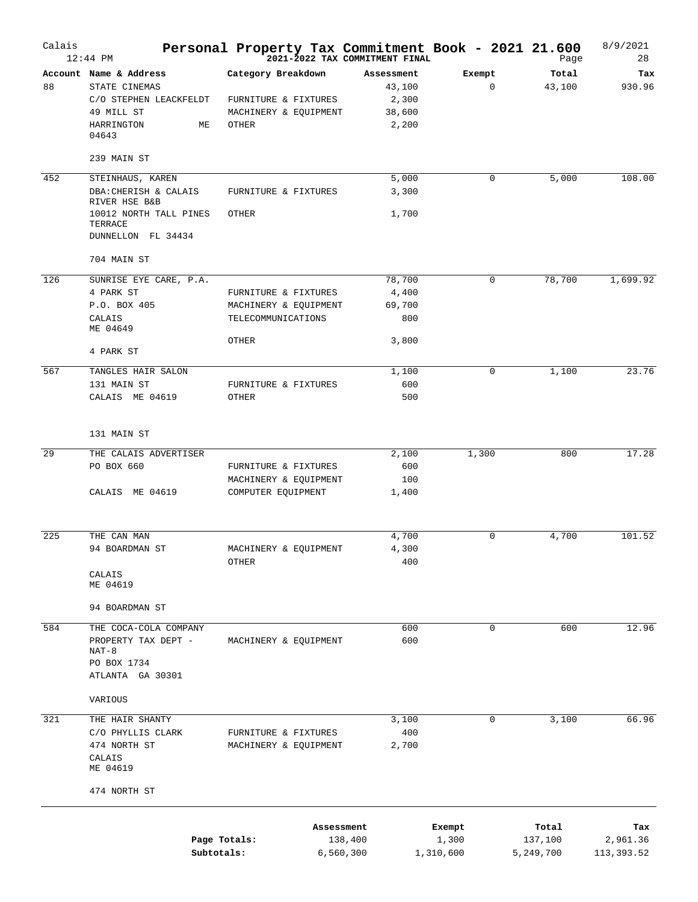# Personal Property Tax Commitment Book - 2021 21.600

Calais — 12:44 PM — 2021-2022 TAX COMMITMENT FINAL — 8/9/2021 — Page 28

| Account | Name & Address | Category Breakdown | Assessment | Exempt | Total | Tax |
|---|---|---|---|---|---|---|
| 88 | STATE CINEMAS | | 43,100 | 0 | 43,100 | 930.96 |
| | C/O STEPHEN LEACKFELDT | FURNITURE & FIXTURES | 2,300 | | | |
| | 49 MILL ST | MACHINERY & EQUIPMENT | 38,600 | | | |
| | HARRINGTON ME 04643 | OTHER | 2,200 | | | |
| | 239 MAIN ST | | | | | |
| 452 | STEINHAUS, KAREN | | 5,000 | 0 | 5,000 | 108.00 |
| | DBA:CHERISH & CALAIS RIVER HSE B&B | FURNITURE & FIXTURES | 3,300 | | | |
| | 10012 NORTH TALL PINES TERRACE | OTHER | 1,700 | | | |
| | DUNNELLON FL 34434 | | | | | |
| | 704 MAIN ST | | | | | |
| 126 | SUNRISE EYE CARE, P.A. | | 78,700 | 0 | 78,700 | 1,699.92 |
| | 4 PARK ST | FURNITURE & FIXTURES | 4,400 | | | |
| | P.O. BOX 405 | MACHINERY & EQUIPMENT | 69,700 | | | |
| | CALAIS ME 04649 | TELECOMMUNICATIONS | 800 | | | |
| | | OTHER | 3,800 | | | |
| | 4 PARK ST | | | | | |
| 567 | TANGLES HAIR SALON | | 1,100 | 0 | 1,100 | 23.76 |
| | 131 MAIN ST | FURNITURE & FIXTURES | 600 | | | |
| | CALAIS ME 04619 | OTHER | 500 | | | |
| | 131 MAIN ST | | | | | |
| 29 | THE CALAIS ADVERTISER | | 2,100 | 1,300 | 800 | 17.28 |
| | PO BOX 660 | FURNITURE & FIXTURES | 600 | | | |
| | | MACHINERY & EQUIPMENT | 100 | | | |
| | CALAIS ME 04619 | COMPUTER EQUIPMENT | 1,400 | | | |
| 225 | THE CAN MAN | | 4,700 | 0 | 4,700 | 101.52 |
| | 94 BOARDMAN ST | MACHINERY & EQUIPMENT | 4,300 | | | |
| | | OTHER | 400 | | | |
| | CALAIS ME 04619 | | | | | |
| | 94 BOARDMAN ST | | | | | |
| 584 | THE COCA-COLA COMPANY | | 600 | 0 | 600 | 12.96 |
| | PROPERTY TAX DEPT - NAT-8 | MACHINERY & EQUIPMENT | 600 | | | |
| | PO BOX 1734 | | | | | |
| | ATLANTA GA 30301 | | | | | |
| | VARIOUS | | | | | |
| 321 | THE HAIR SHANTY | | 3,100 | 0 | 3,100 | 66.96 |
| | C/O PHYLLIS CLARK | FURNITURE & FIXTURES | 400 | | | |
| | 474 NORTH ST | MACHINERY & EQUIPMENT | 2,700 | | | |
| | CALAIS ME 04619 | | | | | |
| | 474 NORTH ST | | | | | |

| | Assessment | Exempt | Total | Tax |
|---|---|---|---|---|
| Page Totals: | 138,400 | 1,300 | 137,100 | 2,961.36 |
| Subtotals: | 6,560,300 | 1,310,600 | 5,249,700 | 113,393.52 |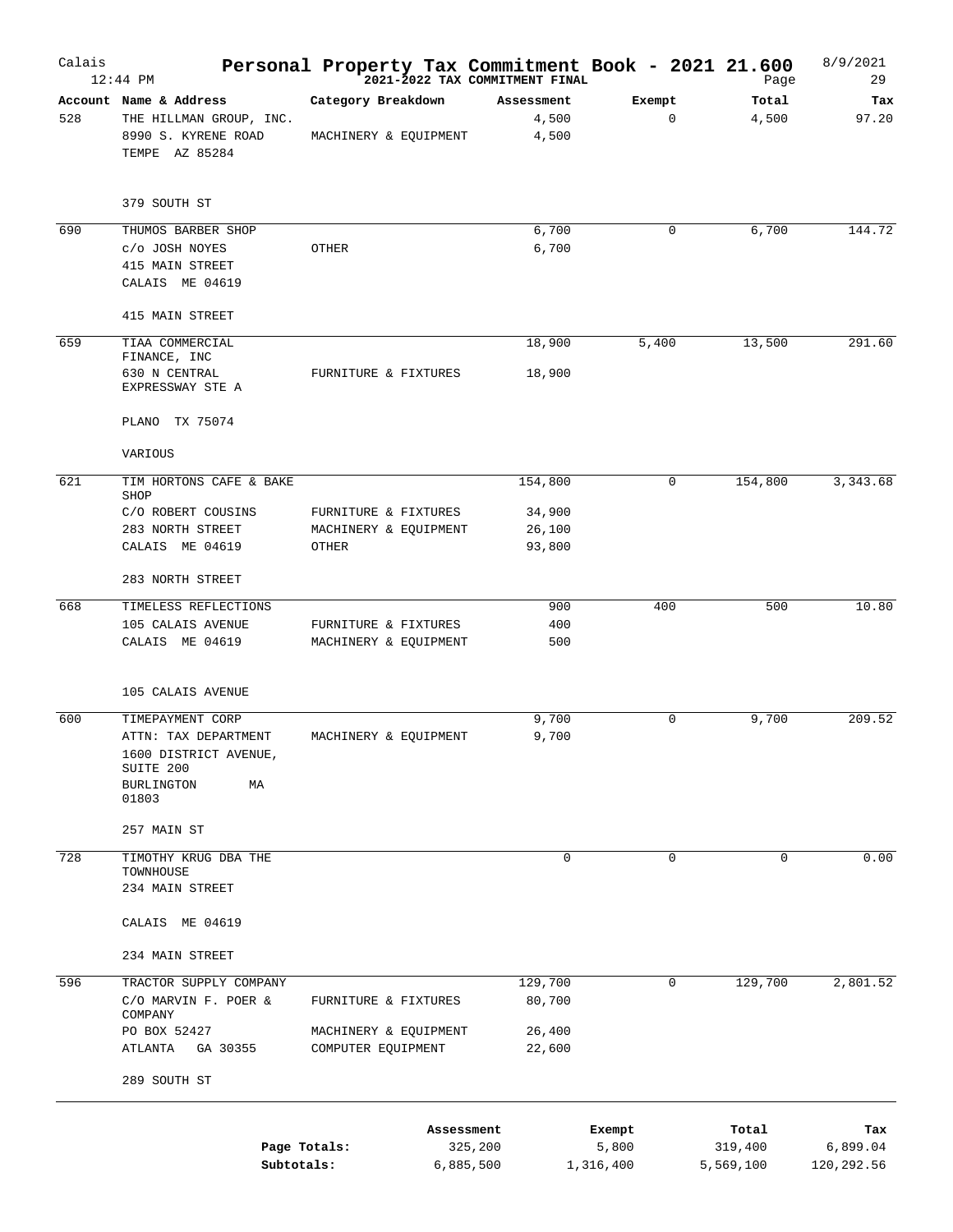# Personal Property Tax Commitment Book - 2021 21.600

Calais — 2021-2022 TAX COMMITMENT FINAL — 12:44 PM — 8/9/2021

| Account | Name & Address | Category Breakdown | Assessment | Exempt | Total | Tax |
|---|---|---|---|---|---|---|
| 528 | THE HILLMAN GROUP, INC. | | 4,500 | 0 | 4,500 | 97.20 |
| | 8990 S. KYRENE ROAD | MACHINERY & EQUIPMENT | 4,500 | | | |
| | TEMPE AZ 85284 | | | | | |
| | 379 SOUTH ST | | | | | |
| 690 | THUMOS BARBER SHOP | | 6,700 | 0 | 6,700 | 144.72 |
| | c/o JOSH NOYES | OTHER | 6,700 | | | |
| | 415 MAIN STREET | | | | | |
| | CALAIS ME 04619 | | | | | |
| | 415 MAIN STREET | | | | | |
| 659 | TIAA COMMERCIAL FINANCE, INC | | 18,900 | 5,400 | 13,500 | 291.60 |
| | 630 N CENTRAL EXPRESSWAY STE A | FURNITURE & FIXTURES | 18,900 | | | |
| | PLANO TX 75074 | | | | | |
| | VARIOUS | | | | | |
| 621 | TIM HORTONS CAFE & BAKE SHOP | | 154,800 | 0 | 154,800 | 3,343.68 |
| | C/O ROBERT COUSINS | FURNITURE & FIXTURES | 34,900 | | | |
| | 283 NORTH STREET | MACHINERY & EQUIPMENT | 26,100 | | | |
| | CALAIS ME 04619 | OTHER | 93,800 | | | |
| | 283 NORTH STREET | | | | | |
| 668 | TIMELESS REFLECTIONS | | 900 | 400 | 500 | 10.80 |
| | 105 CALAIS AVENUE | FURNITURE & FIXTURES | 400 | | | |
| | CALAIS ME 04619 | MACHINERY & EQUIPMENT | 500 | | | |
| | 105 CALAIS AVENUE | | | | | |
| 600 | TIMEPAYMENT CORP | | 9,700 | 0 | 9,700 | 209.52 |
| | ATTN: TAX DEPARTMENT | MACHINERY & EQUIPMENT | 9,700 | | | |
| | 1600 DISTRICT AVENUE, SUITE 200 | | | | | |
| | BURLINGTON MA 01803 | | | | | |
| | 257 MAIN ST | | | | | |
| 728 | TIMOTHY KRUG DBA THE TOWNHOUSE | | 0 | 0 | 0 | 0.00 |
| | 234 MAIN STREET | | | | | |
| | CALAIS ME 04619 | | | | | |
| | 234 MAIN STREET | | | | | |
| 596 | TRACTOR SUPPLY COMPANY | | 129,700 | 0 | 129,700 | 2,801.52 |
| | C/O MARVIN F. POER & COMPANY | FURNITURE & FIXTURES | 80,700 | | | |
| | PO BOX 52427 | MACHINERY & EQUIPMENT | 26,400 | | | |
| | ATLANTA GA 30355 | COMPUTER EQUIPMENT | 22,600 | | | |
| | 289 SOUTH ST | | | | | |

| | Assessment | Exempt | Total | Tax |
|---|---|---|---|---|
| Page Totals: | 325,200 | 5,800 | 319,400 | 6,899.04 |
| Subtotals: | 6,885,500 | 1,316,400 | 5,569,100 | 120,292.56 |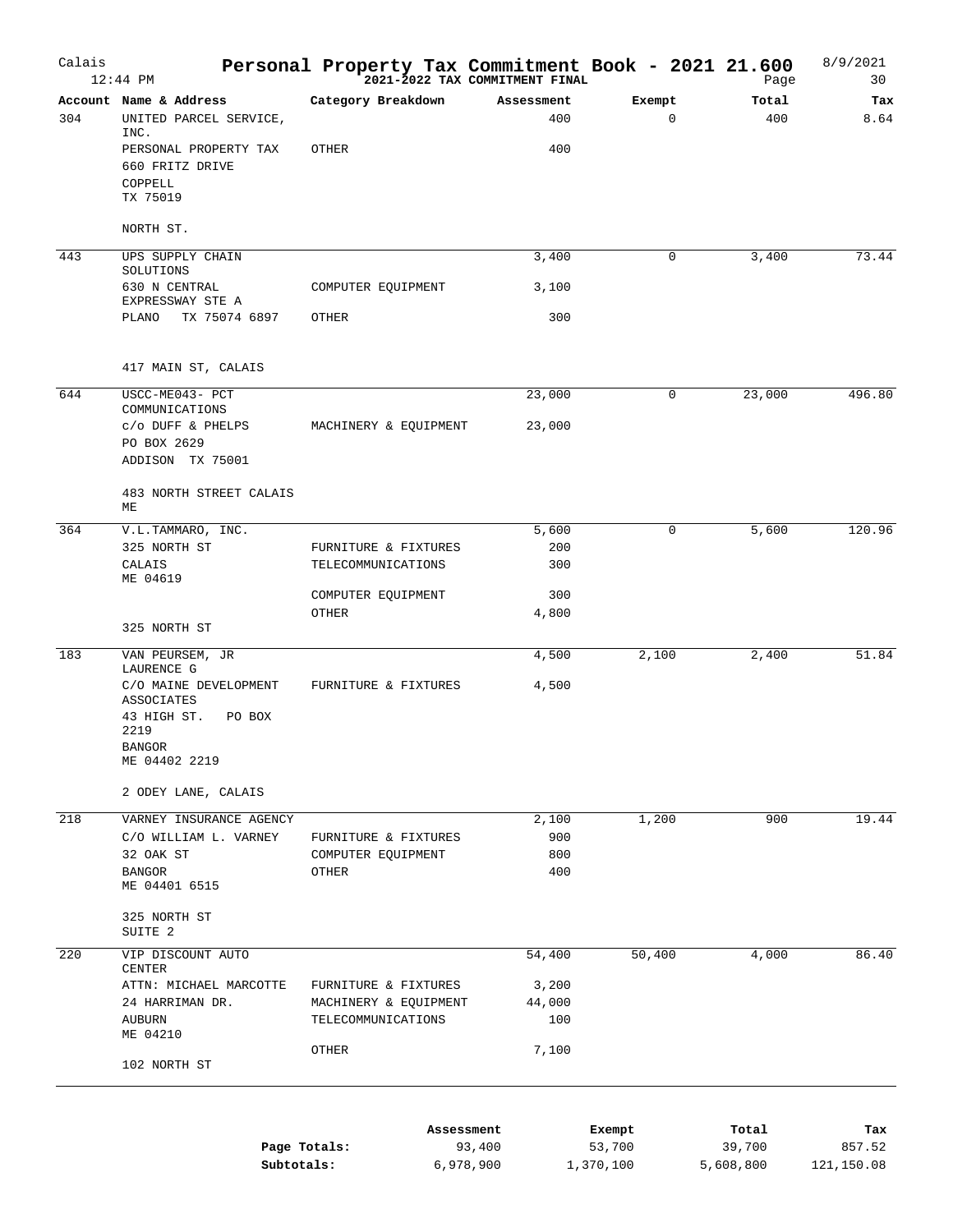# Calais — Personal Property Tax Commitment Book - 2021 21.600

12:44 PM — 2021-2022 TAX COMMITMENT FINAL — 8/9/2021

| Account | Name & Address | Category Breakdown | Assessment | Exempt | Total | Tax |
|---|---|---|---|---|---|---|
| 304 | UNITED PARCEL SERVICE, INC. | | 400 | 0 | 400 | 8.64 |
| | PERSONAL PROPERTY TAX | OTHER | 400 | | | |
| | 660 FRITZ DRIVE | | | | | |
| | COPPELL TX 75019 | | | | | |
| | NORTH ST. | | | | | |
| 443 | UPS SUPPLY CHAIN SOLUTIONS | | 3,400 | 0 | 3,400 | 73.44 |
| | 630 N CENTRAL EXPRESSWAY STE A | COMPUTER EQUIPMENT | 3,100 | | | |
| | PLANO TX 75074 6897 | OTHER | 300 | | | |
| | 417 MAIN ST, CALAIS | | | | | |
| 644 | USCC-ME043- PCT COMMUNICATIONS | | 23,000 | 0 | 23,000 | 496.80 |
| | c/o DUFF & PHELPS | MACHINERY & EQUIPMENT | 23,000 | | | |
| | PO BOX 2629 | | | | | |
| | ADDISON TX 75001 | | | | | |
| | 483 NORTH STREET CALAIS ME | | | | | |
| 364 | V.L.TAMMARO, INC. | | 5,600 | 0 | 5,600 | 120.96 |
| | 325 NORTH ST | FURNITURE & FIXTURES | 200 | | | |
| | CALAIS ME 04619 | TELECOMMUNICATIONS | 300 | | | |
| | | COMPUTER EQUIPMENT | 300 | | | |
| | | OTHER | 4,800 | | | |
| | 325 NORTH ST | | | | | |
| 183 | VAN PEURSEM, JR LAURENCE G | | 4,500 | 2,100 | 2,400 | 51.84 |
| | C/O MAINE DEVELOPMENT ASSOCIATES | FURNITURE & FIXTURES | 4,500 | | | |
| | 43 HIGH ST. PO BOX 2219 | | | | | |
| | BANGOR ME 04402 2219 | | | | | |
| | 2 ODEY LANE, CALAIS | | | | | |
| 218 | VARNEY INSURANCE AGENCY | | 2,100 | 1,200 | 900 | 19.44 |
| | C/O WILLIAM L. VARNEY | FURNITURE & FIXTURES | 900 | | | |
| | 32 OAK ST | COMPUTER EQUIPMENT | 800 | | | |
| | BANGOR ME 04401 6515 | OTHER | 400 | | | |
| | 325 NORTH ST SUITE 2 | | | | | |
| 220 | VIP DISCOUNT AUTO CENTER | | 54,400 | 50,400 | 4,000 | 86.40 |
| | ATTN: MICHAEL MARCOTTE | FURNITURE & FIXTURES | 3,200 | | | |
| | 24 HARRIMAN DR. | MACHINERY & EQUIPMENT | 44,000 | | | |
| | AUBURN ME 04210 | TELECOMMUNICATIONS | 100 | | | |
| | | OTHER | 7,100 | | | |
| | 102 NORTH ST | | | | | |

| | Assessment | Exempt | Total | Tax |
|---|---|---|---|---|
| Page Totals: | 93,400 | 53,700 | 39,700 | 857.52 |
| Subtotals: | 6,978,900 | 1,370,100 | 5,608,800 | 121,150.08 |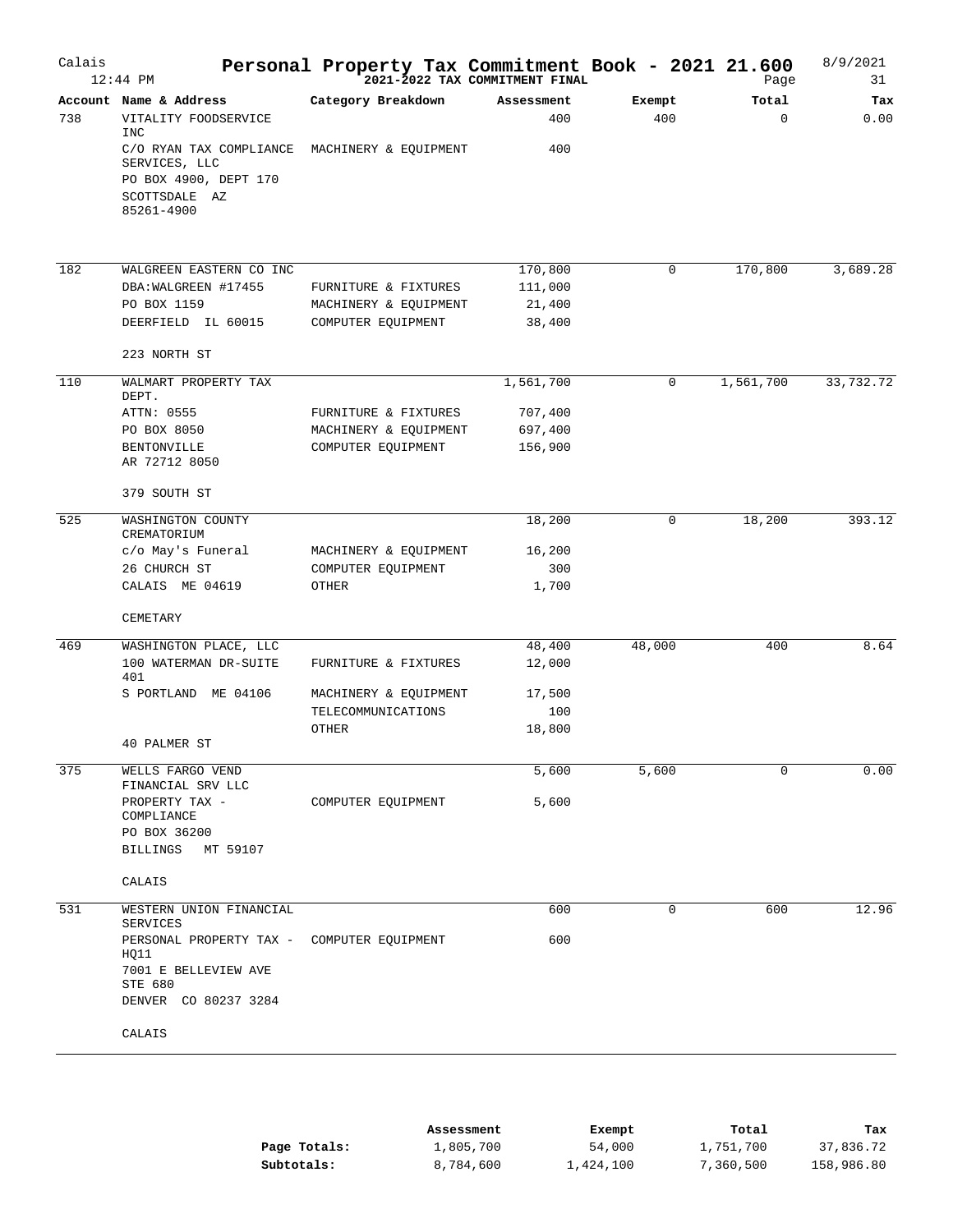# Personal Property Tax Commitment Book - 2021 21.600

**2021-2022 TAX COMMITMENT FINAL**

Calais — 12:44 PM — 8/9/2021

| Account | Name & Address | Category Breakdown | Assessment | Exempt | Total | Tax |
|---|---|---|---|---|---|---|
| 738 | VITALITY FOODSERVICE INC | | 400 | 400 | 0 | 0.00 |
| | C/O RYAN TAX COMPLIANCE SERVICES, LLC | MACHINERY & EQUIPMENT | 400 | | | |
| | PO BOX 4900, DEPT 170 | | | | | |
| | SCOTTSDALE AZ 85261-4900 | | | | | |
| 182 | WALGREEN EASTERN CO INC | | 170,800 | 0 | 170,800 | 3,689.28 |
| | DBA:WALGREEN #17455 | FURNITURE & FIXTURES | 111,000 | | | |
| | PO BOX 1159 | MACHINERY & EQUIPMENT | 21,400 | | | |
| | DEERFIELD IL 60015 | COMPUTER EQUIPMENT | 38,400 | | | |
| | 223 NORTH ST | | | | | |
| 110 | WALMART PROPERTY TAX DEPT. | | 1,561,700 | 0 | 1,561,700 | 33,732.72 |
| | ATTN: 0555 | FURNITURE & FIXTURES | 707,400 | | | |
| | PO BOX 8050 | MACHINERY & EQUIPMENT | 697,400 | | | |
| | BENTONVILLE AR 72712 8050 | COMPUTER EQUIPMENT | 156,900 | | | |
| | 379 SOUTH ST | | | | | |
| 525 | WASHINGTON COUNTY CREMATORIUM | | 18,200 | 0 | 18,200 | 393.12 |
| | c/o May's Funeral | MACHINERY & EQUIPMENT | 16,200 | | | |
| | 26 CHURCH ST | COMPUTER EQUIPMENT | 300 | | | |
| | CALAIS ME 04619 | OTHER | 1,700 | | | |
| | CEMETARY | | | | | |
| 469 | WASHINGTON PLACE, LLC | | 48,400 | 48,000 | 400 | 8.64 |
| | 100 WATERMAN DR-SUITE 401 | FURNITURE & FIXTURES | 12,000 | | | |
| | S PORTLAND ME 04106 | MACHINERY & EQUIPMENT | 17,500 | | | |
| | | TELECOMMUNICATIONS | 100 | | | |
| | | OTHER | 18,800 | | | |
| | 40 PALMER ST | | | | | |
| 375 | WELLS FARGO VEND FINANCIAL SRV LLC | | 5,600 | 5,600 | 0 | 0.00 |
| | PROPERTY TAX - COMPLIANCE | COMPUTER EQUIPMENT | 5,600 | | | |
| | PO BOX 36200 | | | | | |
| | BILLINGS MT 59107 | | | | | |
| | CALAIS | | | | | |
| 531 | WESTERN UNION FINANCIAL SERVICES | | 600 | 0 | 600 | 12.96 |
| | PERSONAL PROPERTY TAX - HQ11 | COMPUTER EQUIPMENT | 600 | | | |
| | 7001 E BELLEVIEW AVE STE 680 | | | | | |
| | DENVER CO 80237 3284 | | | | | |
| | CALAIS | | | | | |

| | Assessment | Exempt | Total | Tax |
|---|---|---|---|---|
| **Page Totals:** | 1,805,700 | 54,000 | 1,751,700 | 37,836.72 |
| **Subtotals:** | 8,784,600 | 1,424,100 | 7,360,500 | 158,986.80 |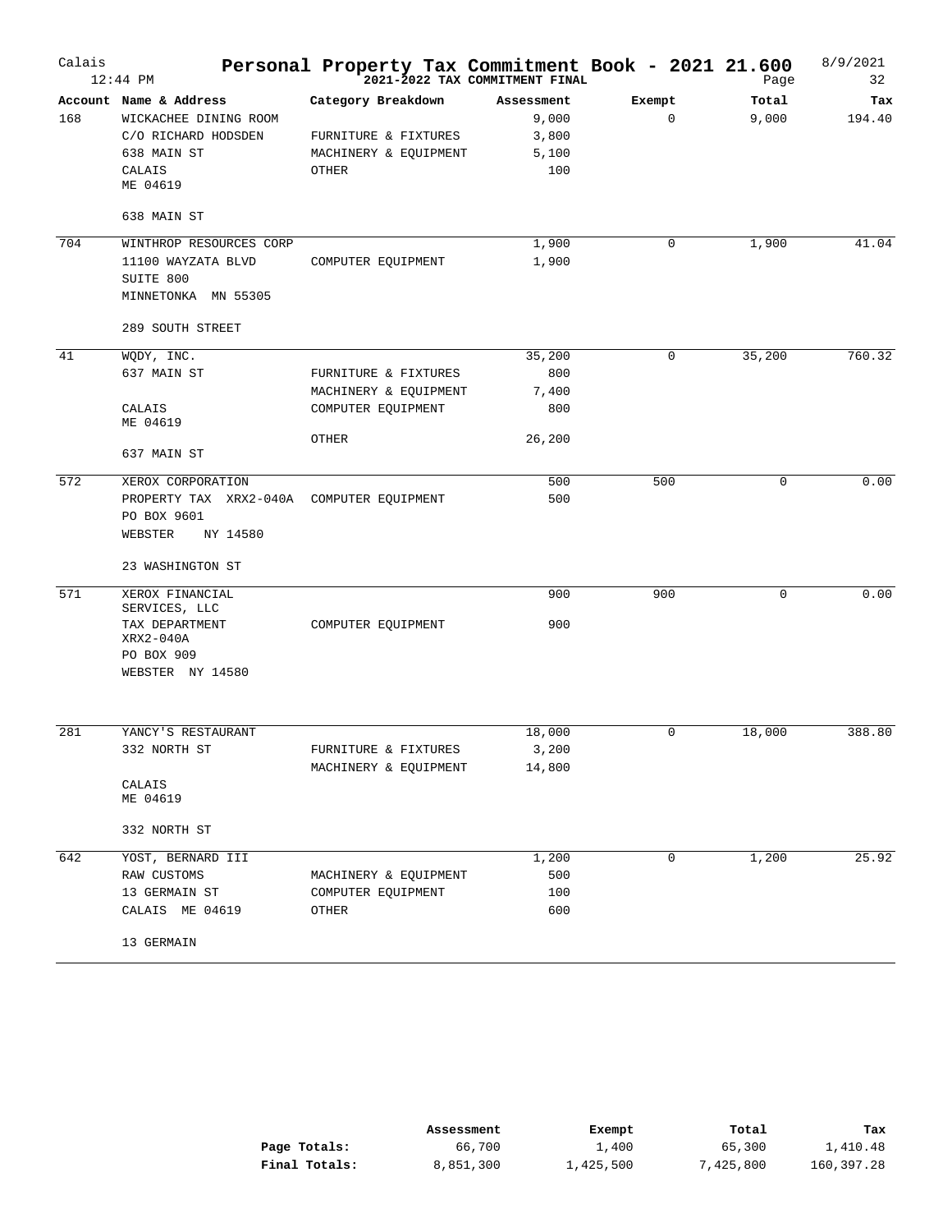# Calais Personal Property Tax Commitment Book - 2021 21.600

2021-2022 TAX COMMITMENT FINAL

8/9/2021 12:44 PM

| Account | Name & Address | Category Breakdown | Assessment | Exempt | Total | Tax |
|---|---|---|---|---|---|---|
| 168 | WICKACHEE DINING ROOM | | 9,000 | 0 | 9,000 | 194.40 |
| | C/O RICHARD HODSDEN | FURNITURE & FIXTURES | 3,800 | | | |
| | 638 MAIN ST | MACHINERY & EQUIPMENT | 5,100 | | | |
| | CALAIS ME 04619 | OTHER | 100 | | | |
| | 638 MAIN ST | | | | | |
| 704 | WINTHROP RESOURCES CORP | | 1,900 | 0 | 1,900 | 41.04 |
| | 11100 WAYZATA BLVD | COMPUTER EQUIPMENT | 1,900 | | | |
| | SUITE 800 | | | | | |
| | MINNETONKA MN 55305 | | | | | |
| | 289 SOUTH STREET | | | | | |
| 41 | WQDY, INC. | | 35,200 | 0 | 35,200 | 760.32 |
| | 637 MAIN ST | FURNITURE & FIXTURES | 800 | | | |
| | | MACHINERY & EQUIPMENT | 7,400 | | | |
| | CALAIS ME 04619 | COMPUTER EQUIPMENT | 800 | | | |
| | | OTHER | 26,200 | | | |
| | 637 MAIN ST | | | | | |
| 572 | XEROX CORPORATION | | 500 | 500 | 0 | 0.00 |
| | PROPERTY TAX XRX2-040A | COMPUTER EQUIPMENT | 500 | | | |
| | PO BOX 9601 | | | | | |
| | WEBSTER NY 14580 | | | | | |
| | 23 WASHINGTON ST | | | | | |
| 571 | XEROX FINANCIAL SERVICES, LLC | | 900 | 900 | 0 | 0.00 |
| | TAX DEPARTMENT XRX2-040A | COMPUTER EQUIPMENT | 900 | | | |
| | PO BOX 909 | | | | | |
| | WEBSTER NY 14580 | | | | | |
| 281 | YANCY'S RESTAURANT | | 18,000 | 0 | 18,000 | 388.80 |
| | 332 NORTH ST | FURNITURE & FIXTURES | 3,200 | | | |
| | | MACHINERY & EQUIPMENT | 14,800 | | | |
| | CALAIS ME 04619 | | | | | |
| | 332 NORTH ST | | | | | |
| 642 | YOST, BERNARD III | | 1,200 | 0 | 1,200 | 25.92 |
| | RAW CUSTOMS | MACHINERY & EQUIPMENT | 500 | | | |
| | 13 GERMAIN ST | COMPUTER EQUIPMENT | 100 | | | |
| | CALAIS ME 04619 | OTHER | 600 | | | |
| | 13 GERMAIN | | | | | |

| | Assessment | Exempt | Total | Tax |
|---|---|---|---|---|
| **Page Totals:** | 66,700 | 1,400 | 65,300 | 1,410.48 |
| **Final Totals:** | 8,851,300 | 1,425,500 | 7,425,800 | 160,397.28 |